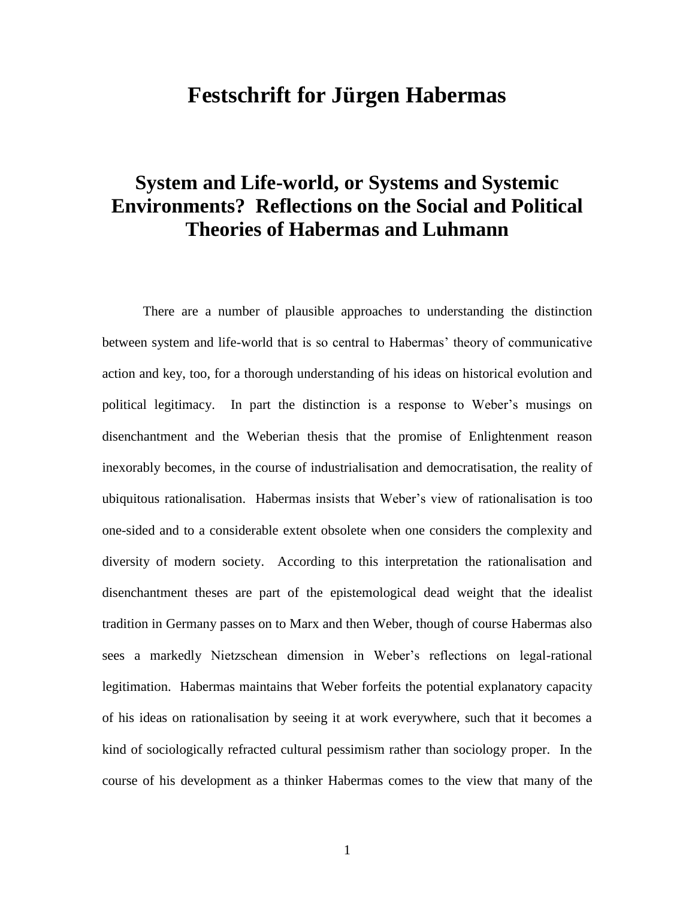# Festschrift for Jürgen Habermas

## System and Life-world, or Systems and Systemic Environments? Reflections on the Social and Political Theories of Habermas and Luhmann

There are a number of plausible approaches to understanding the distinction between system and life-world that is so central to Habermas' theory of communicative action and key, too, for a thorough understanding of his ideas on historical evolution and political legitimacy. In part the distinction is a response to Weber's musings on disenchantment and the Weberian thesis that the promise of Enlightenment reason inexorably becomes, in the course of industrialisation and democratisation, the reality of ubiquitous rationalisation. Habermas insists that Weber's view of rationalisation is too one-sided and to a considerable extent obsolete when one considers the complexity and diversity of modern society. According to this interpretation the rationalisation and disenchantment theses are part of the epistemological dead weight that the idealist tradition in Germany passes on to Marx and then Weber, though of course Habermas also sees a markedly Nietzschean dimension in Weber's reflections on legal-rational legitimation. Habermas maintains that Weber forfeits the potential explanatory capacity of his ideas on rationalisation by seeing it at work everywhere, such that it becomes a kind of sociologically refracted cultural pessimism rather than sociology proper. In the course of his development as a thinker Habermas comes to the view that many of the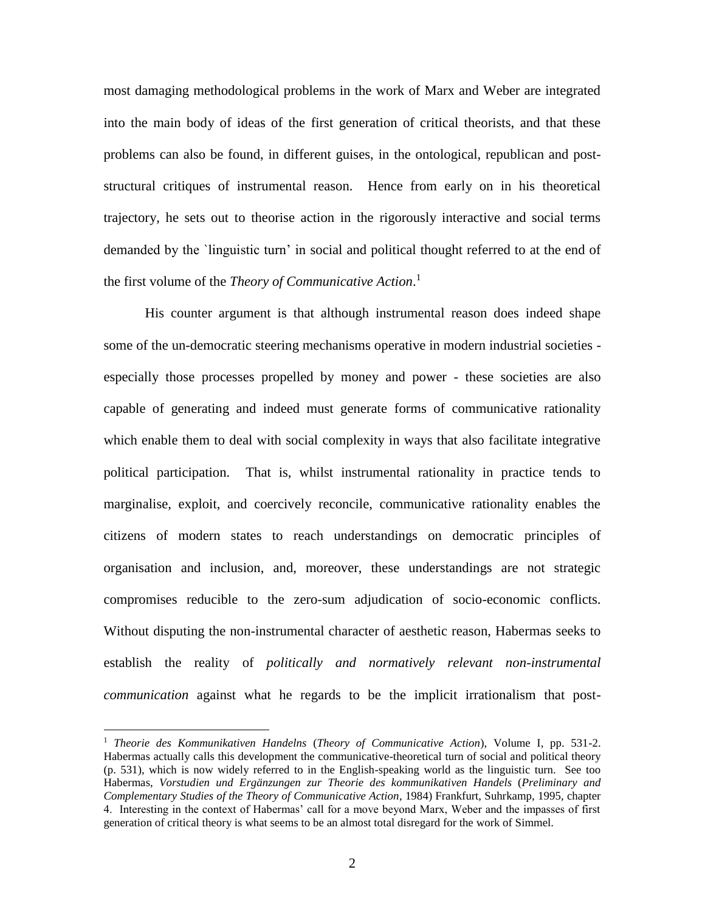most damaging methodological problems in the work of Marx and Weber are integrated into the main body of ideas of the first generation of critical theorists, and that these problems can also be found, in different guises, in the ontological, republican and post-structural critiques of instrumental reason. Hence from early on in his theoretical trajectory, he sets out to theorise action in the rigorously interactive and social terms demanded by the `linguistic turn' in social and political thought referred to at the end of the first volume of the *Theory of Communicative Action*.[1]

His counter argument is that although instrumental reason does indeed shape some of the un-democratic steering mechanisms operative in modern industrial societies - especially those processes propelled by money and power - these societies are also capable of generating and indeed must generate forms of communicative rationality which enable them to deal with social complexity in ways that also facilitate integrative political participation. That is, whilst instrumental rationality in practice tends to marginalise, exploit, and coercively reconcile, communicative rationality enables the citizens of modern states to reach understandings on democratic principles of organisation and inclusion, and, moreover, these understandings are not strategic compromises reducible to the zero-sum adjudication of socio-economic conflicts. Without disputing the non-instrumental character of aesthetic reason, Habermas seeks to establish the reality of *politically and normatively relevant non-instrumental communication* against what he regards to be the implicit irrationalism that post-

---

[1] *Theorie des Kommunikativen Handelns* (*Theory of Communicative Action*), Volume I, pp. 531-2. Habermas actually calls this development the communicative-theoretical turn of social and political theory (p. 531), which is now widely referred to in the English-speaking world as the linguistic turn. See too Habermas, *Vorstudien und Ergänzungen zur Theorie des kommunikativen Handels* (*Preliminary and Complementary Studies of the Theory of Communicative Action*, 1984) Frankfurt, Suhrkamp, 1995, chapter 4. Interesting in the context of Habermas' call for a move beyond Marx, Weber and the impasses of first generation of critical theory is what seems to be an almost total disregard for the work of Simmel.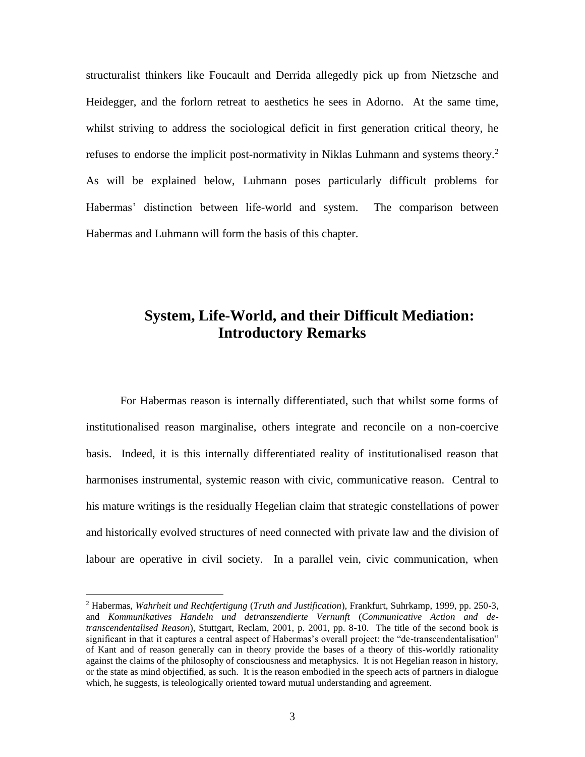structuralist thinkers like Foucault and Derrida allegedly pick up from Nietzsche and Heidegger, and the forlorn retreat to aesthetics he sees in Adorno. At the same time, whilst striving to address the sociological deficit in first generation critical theory, he refuses to endorse the implicit post-normativity in Niklas Luhmann and systems theory.[2] As will be explained below, Luhmann poses particularly difficult problems for Habermas' distinction between life-world and system. The comparison between Habermas and Luhmann will form the basis of this chapter.

## System, Life-World, and their Difficult Mediation: Introductory Remarks

For Habermas reason is internally differentiated, such that whilst some forms of institutionalised reason marginalise, others integrate and reconcile on a non-coercive basis. Indeed, it is this internally differentiated reality of institutionalised reason that harmonises instrumental, systemic reason with civic, communicative reason. Central to his mature writings is the residually Hegelian claim that strategic constellations of power and historically evolved structures of need connected with private law and the division of labour are operative in civil society. In a parallel vein, civic communication, when

[2] Habermas, *Wahrheit und Rechtfertigung* (*Truth and Justification*), Frankfurt, Suhrkamp, 1999, pp. 250-3, and *Kommunikatives Handeln und detranszendierte Vernunft* (*Communicative Action and de-transcendentalised Reason*), Stuttgart, Reclam, 2001, p. 2001, pp. 8-10. The title of the second book is significant in that it captures a central aspect of Habermas's overall project: the "de-transcendentalisation" of Kant and of reason generally can in theory provide the bases of a theory of this-worldly rationality against the claims of the philosophy of consciousness and metaphysics. It is not Hegelian reason in history, or the state as mind objectified, as such. It is the reason embodied in the speech acts of partners in dialogue which, he suggests, is teleologically oriented toward mutual understanding and agreement.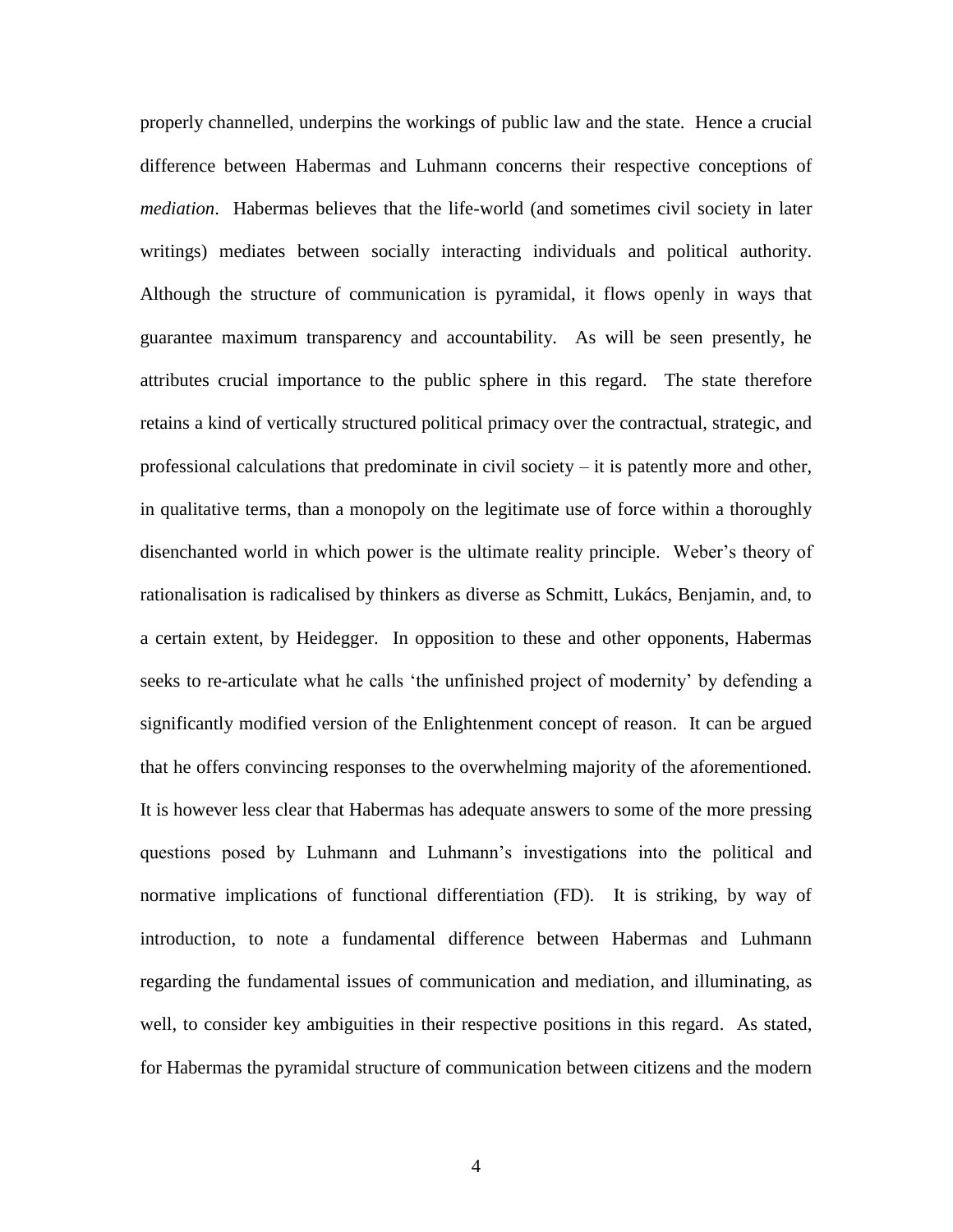properly channelled, underpins the workings of public law and the state. Hence a crucial difference between Habermas and Luhmann concerns their respective conceptions of *mediation*. Habermas believes that the life-world (and sometimes civil society in later writings) mediates between socially interacting individuals and political authority. Although the structure of communication is pyramidal, it flows openly in ways that guarantee maximum transparency and accountability. As will be seen presently, he attributes crucial importance to the public sphere in this regard. The state therefore retains a kind of vertically structured political primacy over the contractual, strategic, and professional calculations that predominate in civil society – it is patently more and other, in qualitative terms, than a monopoly on the legitimate use of force within a thoroughly disenchanted world in which power is the ultimate reality principle. Weber's theory of rationalisation is radicalised by thinkers as diverse as Schmitt, Lukács, Benjamin, and, to a certain extent, by Heidegger. In opposition to these and other opponents, Habermas seeks to re-articulate what he calls 'the unfinished project of modernity' by defending a significantly modified version of the Enlightenment concept of reason. It can be argued that he offers convincing responses to the overwhelming majority of the aforementioned. It is however less clear that Habermas has adequate answers to some of the more pressing questions posed by Luhmann and Luhmann's investigations into the political and normative implications of functional differentiation (FD). It is striking, by way of introduction, to note a fundamental difference between Habermas and Luhmann regarding the fundamental issues of communication and mediation, and illuminating, as well, to consider key ambiguities in their respective positions in this regard. As stated, for Habermas the pyramidal structure of communication between citizens and the modern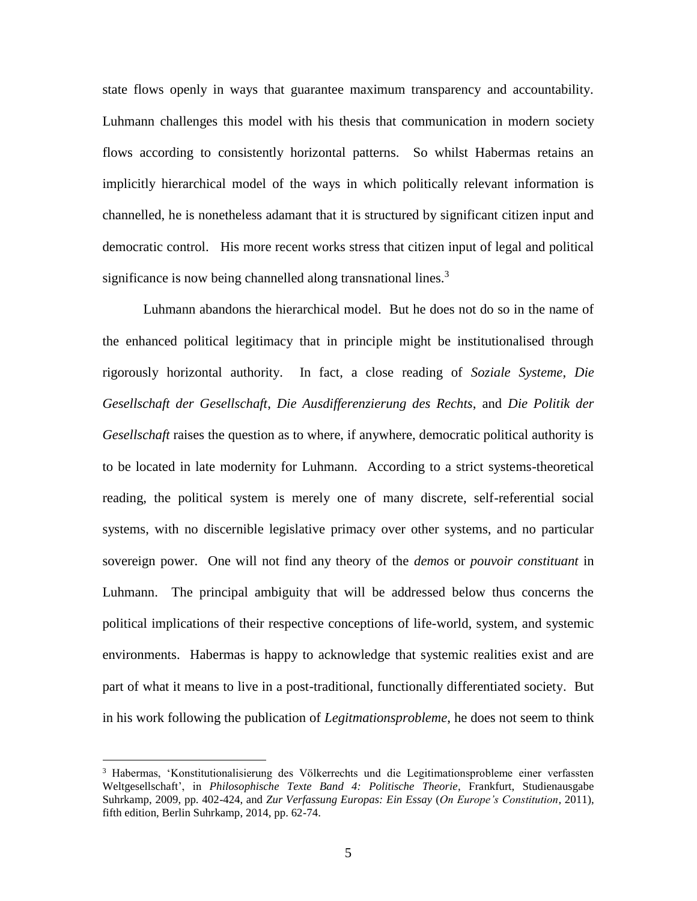state flows openly in ways that guarantee maximum transparency and accountability. Luhmann challenges this model with his thesis that communication in modern society flows according to consistently horizontal patterns. So whilst Habermas retains an implicitly hierarchical model of the ways in which politically relevant information is channelled, he is nonetheless adamant that it is structured by significant citizen input and democratic control. His more recent works stress that citizen input of legal and political significance is now being channelled along transnational lines.[3]

Luhmann abandons the hierarchical model. But he does not do so in the name of the enhanced political legitimacy that in principle might be institutionalised through rigorously horizontal authority. In fact, a close reading of *Soziale Systeme*, *Die Gesellschaft der Gesellschaft*, *Die Ausdifferenzierung des Rechts*, and *Die Politik der Gesellschaft* raises the question as to where, if anywhere, democratic political authority is to be located in late modernity for Luhmann. According to a strict systems-theoretical reading, the political system is merely one of many discrete, self-referential social systems, with no discernible legislative primacy over other systems, and no particular sovereign power. One will not find any theory of the *demos* or *pouvoir constituant* in Luhmann. The principal ambiguity that will be addressed below thus concerns the political implications of their respective conceptions of life-world, system, and systemic environments. Habermas is happy to acknowledge that systemic realities exist and are part of what it means to live in a post-traditional, functionally differentiated society. But in his work following the publication of *Legitmationsprobleme*, he does not seem to think

[3] Habermas, 'Konstitutionalisierung des Völkerrechts und die Legitimationsprobleme einer verfassten Weltgesellschaft', in *Philosophische Texte Band 4: Politische Theorie*, Frankfurt, Studienausgabe Suhrkamp, 2009, pp. 402-424, and *Zur Verfassung Europas: Ein Essay* (*On Europe's Constitution*, 2011), fifth edition, Berlin Suhrkamp, 2014, pp. 62-74.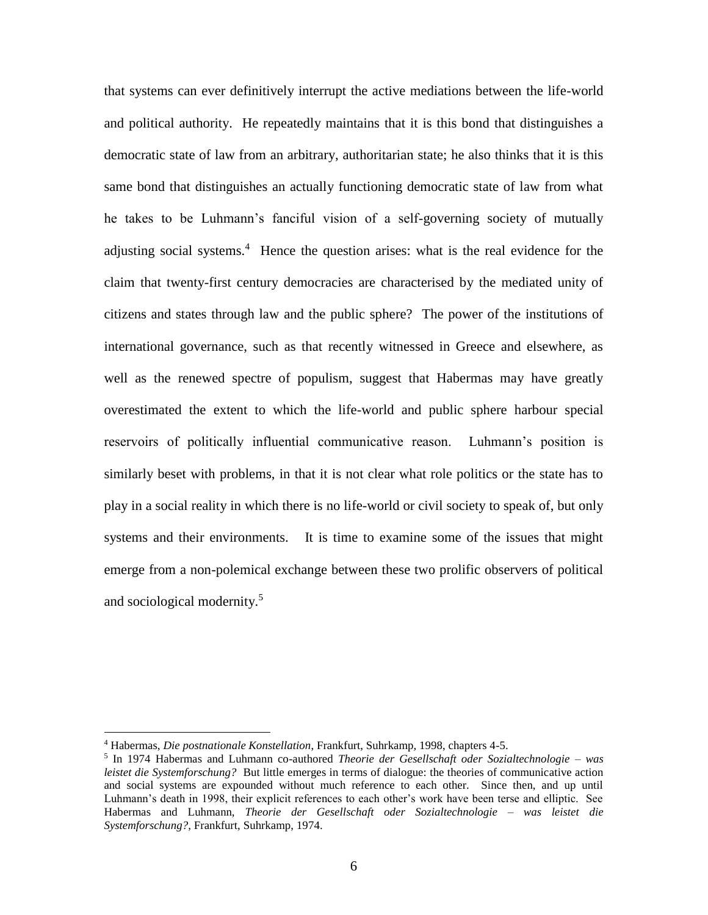that systems can ever definitively interrupt the active mediations between the life-world and political authority. He repeatedly maintains that it is this bond that distinguishes a democratic state of law from an arbitrary, authoritarian state; he also thinks that it is this same bond that distinguishes an actually functioning democratic state of law from what he takes to be Luhmann's fanciful vision of a self-governing society of mutually adjusting social systems.[4] Hence the question arises: what is the real evidence for the claim that twenty-first century democracies are characterised by the mediated unity of citizens and states through law and the public sphere? The power of the institutions of international governance, such as that recently witnessed in Greece and elsewhere, as well as the renewed spectre of populism, suggest that Habermas may have greatly overestimated the extent to which the life-world and public sphere harbour special reservoirs of politically influential communicative reason. Luhmann's position is similarly beset with problems, in that it is not clear what role politics or the state has to play in a social reality in which there is no life-world or civil society to speak of, but only systems and their environments. It is time to examine some of the issues that might emerge from a non-polemical exchange between these two prolific observers of political and sociological modernity.[5]

---

[4] Habermas, *Die postnationale Konstellation*, Frankfurt, Suhrkamp, 1998, chapters 4-5.

[5] In 1974 Habermas and Luhmann co-authored *Theorie der Gesellschaft oder Sozialtechnologie – was leistet die Systemforschung?* But little emerges in terms of dialogue: the theories of communicative action and social systems are expounded without much reference to each other. Since then, and up until Luhmann's death in 1998, their explicit references to each other's work have been terse and elliptic. See Habermas and Luhmann, *Theorie der Gesellschaft oder Sozialtechnologie – was leistet die Systemforschung?*, Frankfurt, Suhrkamp, 1974.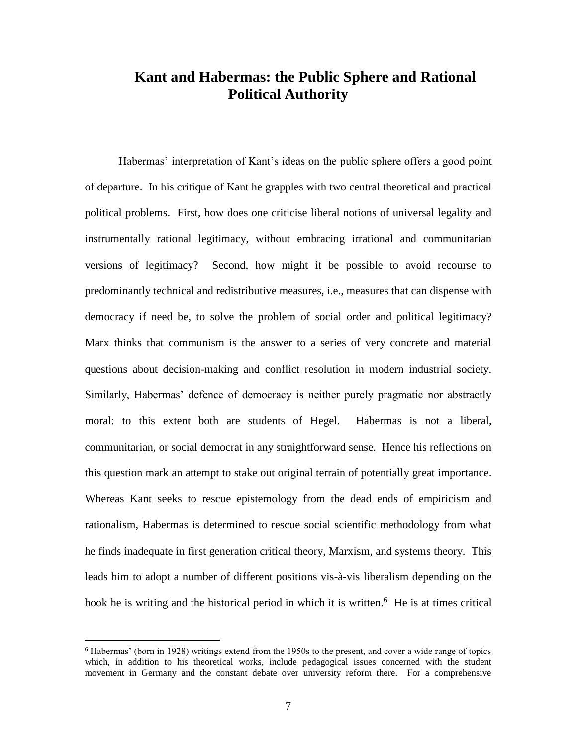# Kant and Habermas: the Public Sphere and Rational Political Authority

Habermas' interpretation of Kant's ideas on the public sphere offers a good point of departure. In his critique of Kant he grapples with two central theoretical and practical political problems. First, how does one criticise liberal notions of universal legality and instrumentally rational legitimacy, without embracing irrational and communitarian versions of legitimacy? Second, how might it be possible to avoid recourse to predominantly technical and redistributive measures, i.e., measures that can dispense with democracy if need be, to solve the problem of social order and political legitimacy? Marx thinks that communism is the answer to a series of very concrete and material questions about decision-making and conflict resolution in modern industrial society. Similarly, Habermas' defence of democracy is neither purely pragmatic nor abstractly moral: to this extent both are students of Hegel. Habermas is not a liberal, communitarian, or social democrat in any straightforward sense. Hence his reflections on this question mark an attempt to stake out original terrain of potentially great importance. Whereas Kant seeks to rescue epistemology from the dead ends of empiricism and rationalism, Habermas is determined to rescue social scientific methodology from what he finds inadequate in first generation critical theory, Marxism, and systems theory. This leads him to adopt a number of different positions vis-à-vis liberalism depending on the book he is writing and the historical period in which it is written.[6] He is at times critical

[6] Habermas' (born in 1928) writings extend from the 1950s to the present, and cover a wide range of topics which, in addition to his theoretical works, include pedagogical issues concerned with the student movement in Germany and the constant debate over university reform there. For a comprehensive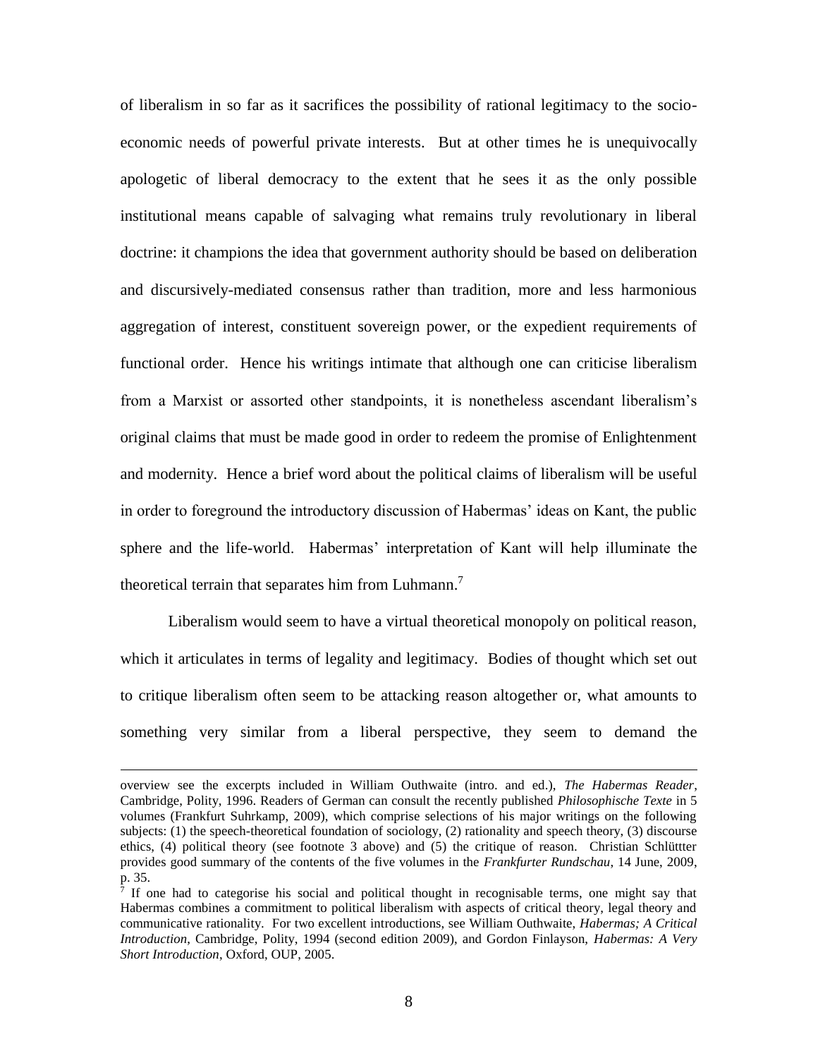of liberalism in so far as it sacrifices the possibility of rational legitimacy to the socio-economic needs of powerful private interests. But at other times he is unequivocally apologetic of liberal democracy to the extent that he sees it as the only possible institutional means capable of salvaging what remains truly revolutionary in liberal doctrine: it champions the idea that government authority should be based on deliberation and discursively-mediated consensus rather than tradition, more and less harmonious aggregation of interest, constituent sovereign power, or the expedient requirements of functional order. Hence his writings intimate that although one can criticise liberalism from a Marxist or assorted other standpoints, it is nonetheless ascendant liberalism's original claims that must be made good in order to redeem the promise of Enlightenment and modernity. Hence a brief word about the political claims of liberalism will be useful in order to foreground the introductory discussion of Habermas' ideas on Kant, the public sphere and the life-world. Habermas' interpretation of Kant will help illuminate the theoretical terrain that separates him from Luhmann.[7]

Liberalism would seem to have a virtual theoretical monopoly on political reason, which it articulates in terms of legality and legitimacy. Bodies of thought which set out to critique liberalism often seem to be attacking reason altogether or, what amounts to something very similar from a liberal perspective, they seem to demand the

---

overview see the excerpts included in William Outhwaite (intro. and ed.), *The Habermas Reader*, Cambridge, Polity, 1996. Readers of German can consult the recently published *Philosophische Texte* in 5 volumes (Frankfurt Suhrkamp, 2009), which comprise selections of his major writings on the following subjects: (1) the speech-theoretical foundation of sociology, (2) rationality and speech theory, (3) discourse ethics, (4) political theory (see footnote 3 above) and (5) the critique of reason. Christian Schlüttter provides good summary of the contents of the five volumes in the *Frankfurter Rundschau*, 14 June, 2009, p. 35.

[7] If one had to categorise his social and political thought in recognisable terms, one might say that Habermas combines a commitment to political liberalism with aspects of critical theory, legal theory and communicative rationality. For two excellent introductions, see William Outhwaite, *Habermas; A Critical Introduction*, Cambridge, Polity, 1994 (second edition 2009), and Gordon Finlayson, *Habermas: A Very Short Introduction*, Oxford, OUP, 2005.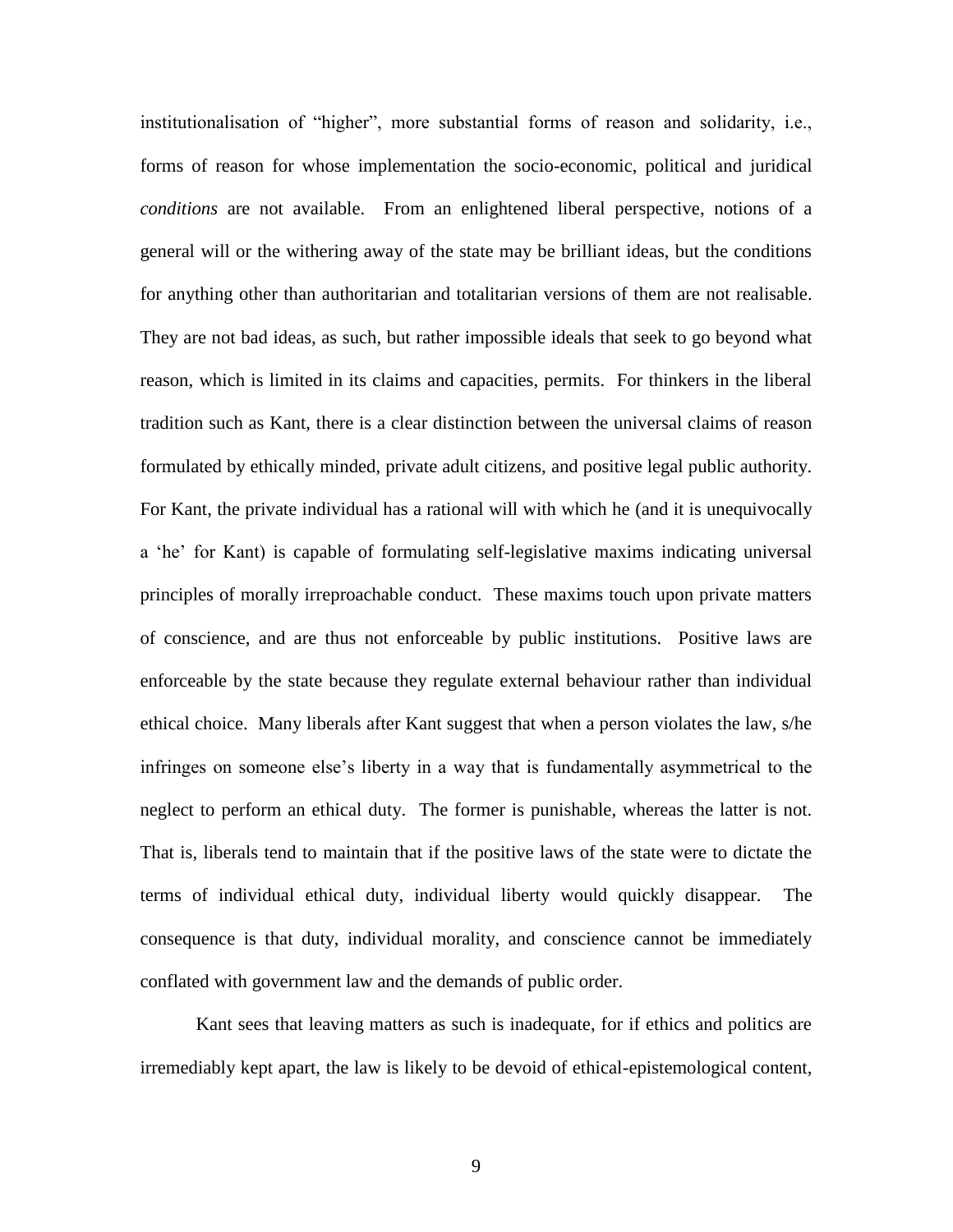institutionalisation of "higher", more substantial forms of reason and solidarity, i.e., forms of reason for whose implementation the socio-economic, political and juridical *conditions* are not available. From an enlightened liberal perspective, notions of a general will or the withering away of the state may be brilliant ideas, but the conditions for anything other than authoritarian and totalitarian versions of them are not realisable. They are not bad ideas, as such, but rather impossible ideals that seek to go beyond what reason, which is limited in its claims and capacities, permits. For thinkers in the liberal tradition such as Kant, there is a clear distinction between the universal claims of reason formulated by ethically minded, private adult citizens, and positive legal public authority. For Kant, the private individual has a rational will with which he (and it is unequivocally a 'he' for Kant) is capable of formulating self-legislative maxims indicating universal principles of morally irreproachable conduct. These maxims touch upon private matters of conscience, and are thus not enforceable by public institutions. Positive laws are enforceable by the state because they regulate external behaviour rather than individual ethical choice. Many liberals after Kant suggest that when a person violates the law, s/he infringes on someone else's liberty in a way that is fundamentally asymmetrical to the neglect to perform an ethical duty. The former is punishable, whereas the latter is not. That is, liberals tend to maintain that if the positive laws of the state were to dictate the terms of individual ethical duty, individual liberty would quickly disappear. The consequence is that duty, individual morality, and conscience cannot be immediately conflated with government law and the demands of public order.

Kant sees that leaving matters as such is inadequate, for if ethics and politics are irremediably kept apart, the law is likely to be devoid of ethical-epistemological content,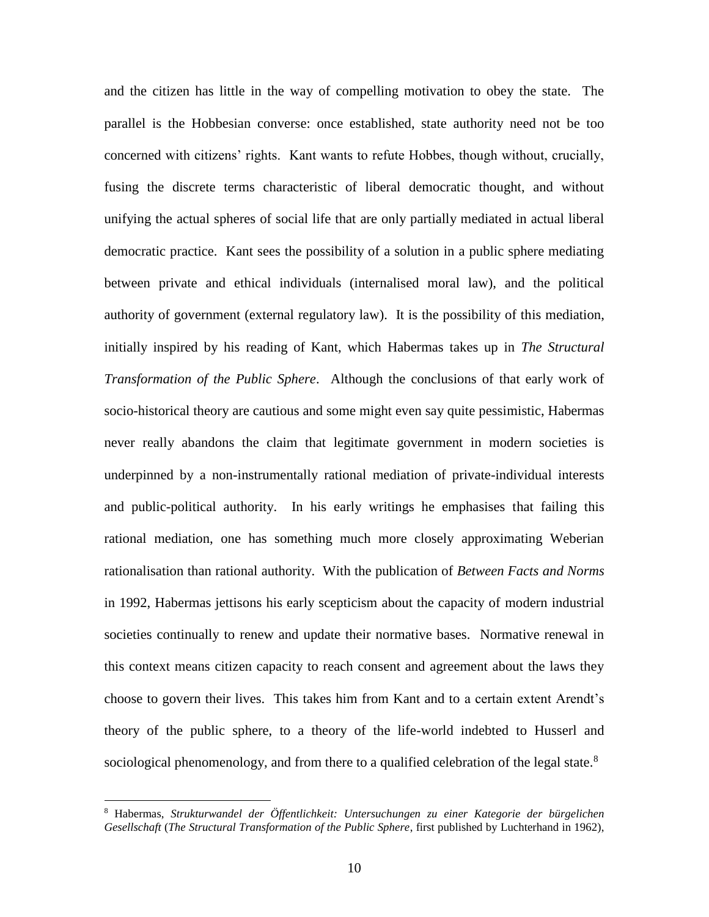and the citizen has little in the way of compelling motivation to obey the state. The parallel is the Hobbesian converse: once established, state authority need not be too concerned with citizens' rights. Kant wants to refute Hobbes, though without, crucially, fusing the discrete terms characteristic of liberal democratic thought, and without unifying the actual spheres of social life that are only partially mediated in actual liberal democratic practice. Kant sees the possibility of a solution in a public sphere mediating between private and ethical individuals (internalised moral law), and the political authority of government (external regulatory law). It is the possibility of this mediation, initially inspired by his reading of Kant, which Habermas takes up in *The Structural Transformation of the Public Sphere*. Although the conclusions of that early work of socio-historical theory are cautious and some might even say quite pessimistic, Habermas never really abandons the claim that legitimate government in modern societies is underpinned by a non-instrumentally rational mediation of private-individual interests and public-political authority. In his early writings he emphasises that failing this rational mediation, one has something much more closely approximating Weberian rationalisation than rational authority. With the publication of *Between Facts and Norms* in 1992, Habermas jettisons his early scepticism about the capacity of modern industrial societies continually to renew and update their normative bases. Normative renewal in this context means citizen capacity to reach consent and agreement about the laws they choose to govern their lives. This takes him from Kant and to a certain extent Arendt's theory of the public sphere, to a theory of the life-world indebted to Husserl and sociological phenomenology, and from there to a qualified celebration of the legal state.[8]

---

[8] Habermas, *Strukturwandel der Öffentlichkeit: Untersuchungen zu einer Kategorie der bürgelichen Gesellschaft* (*The Structural Transformation of the Public Sphere*, first published by Luchterhand in 1962),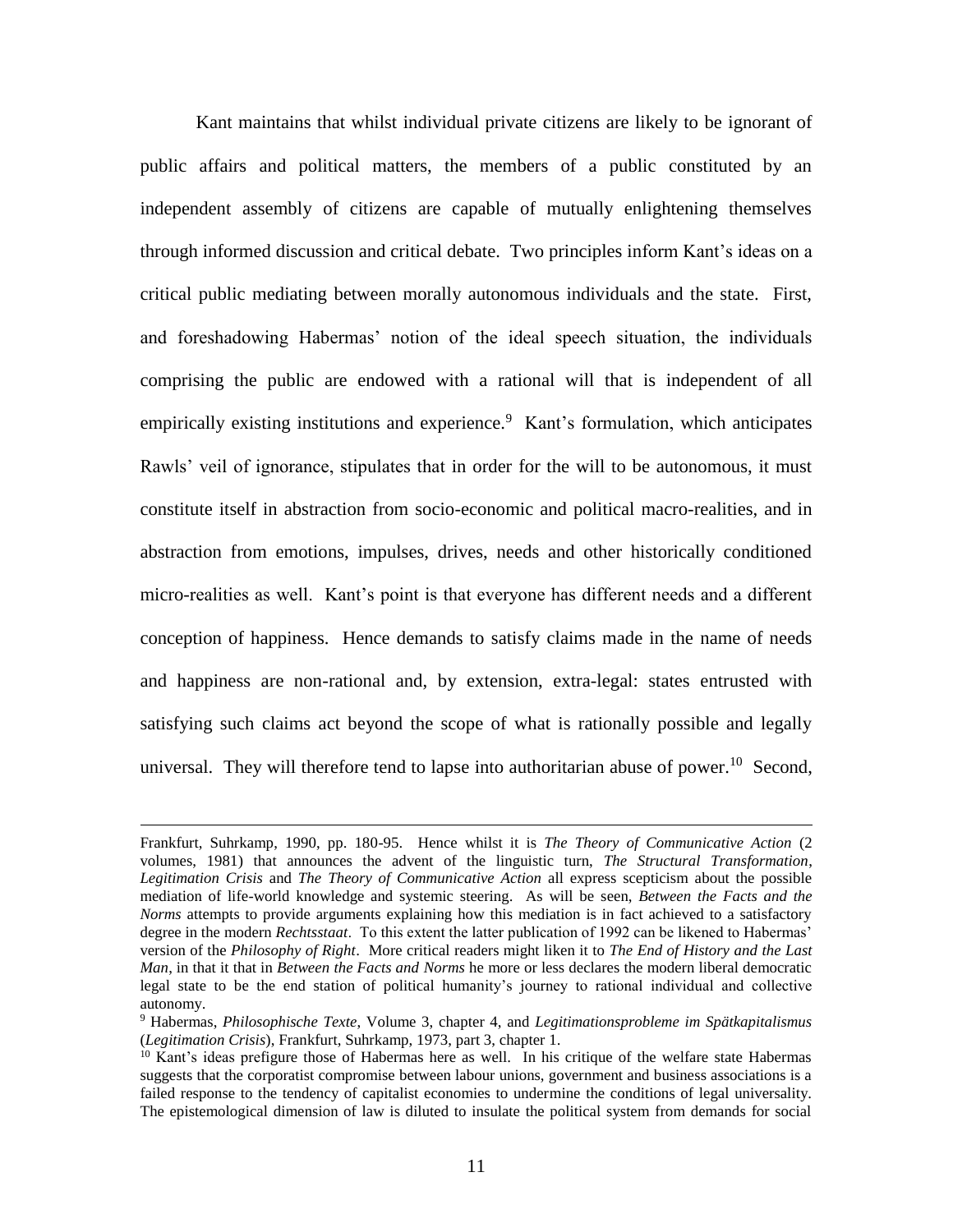Kant maintains that whilst individual private citizens are likely to be ignorant of public affairs and political matters, the members of a public constituted by an independent assembly of citizens are capable of mutually enlightening themselves through informed discussion and critical debate. Two principles inform Kant's ideas on a critical public mediating between morally autonomous individuals and the state. First, and foreshadowing Habermas' notion of the ideal speech situation, the individuals comprising the public are endowed with a rational will that is independent of all empirically existing institutions and experience.[9] Kant's formulation, which anticipates Rawls' veil of ignorance, stipulates that in order for the will to be autonomous, it must constitute itself in abstraction from socio-economic and political macro-realities, and in abstraction from emotions, impulses, drives, needs and other historically conditioned micro-realities as well. Kant's point is that everyone has different needs and a different conception of happiness. Hence demands to satisfy claims made in the name of needs and happiness are non-rational and, by extension, extra-legal: states entrusted with satisfying such claims act beyond the scope of what is rationally possible and legally universal. They will therefore tend to lapse into authoritarian abuse of power.[10] Second,

---

Frankfurt, Suhrkamp, 1990, pp. 180-95. Hence whilst it is *The Theory of Communicative Action* (2 volumes, 1981) that announces the advent of the linguistic turn, *The Structural Transformation*, *Legitimation Crisis* and *The Theory of Communicative Action* all express scepticism about the possible mediation of life-world knowledge and systemic steering. As will be seen, *Between the Facts and the Norms* attempts to provide arguments explaining how this mediation is in fact achieved to a satisfactory degree in the modern *Rechtsstaat*. To this extent the latter publication of 1992 can be likened to Habermas' version of the *Philosophy of Right*. More critical readers might liken it to *The End of History and the Last Man*, in that it that in *Between the Facts and Norms* he more or less declares the modern liberal democratic legal state to be the end station of political humanity's journey to rational individual and collective autonomy.

[9] Habermas, *Philosophische Texte*, Volume 3, chapter 4, and *Legitimationsprobleme im Spätkapitalismus* (*Legitimation Crisis*), Frankfurt, Suhrkamp, 1973, part 3, chapter 1.

[10] Kant's ideas prefigure those of Habermas here as well. In his critique of the welfare state Habermas suggests that the corporatist compromise between labour unions, government and business associations is a failed response to the tendency of capitalist economies to undermine the conditions of legal universality. The epistemological dimension of law is diluted to insulate the political system from demands for social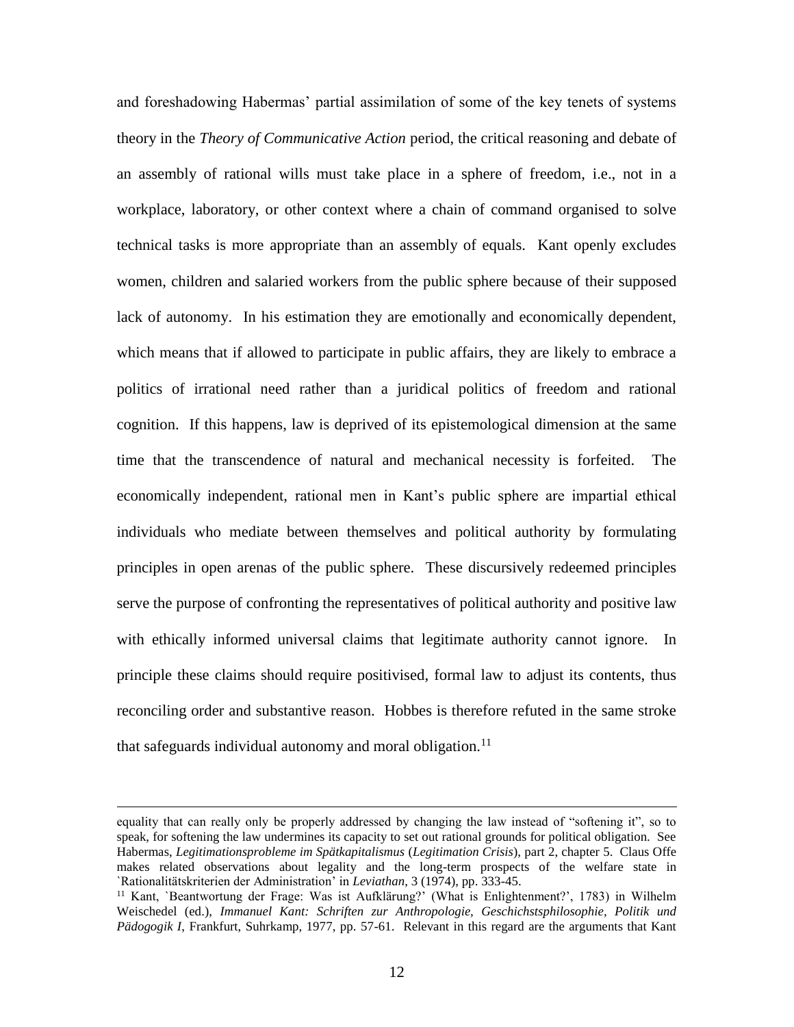and foreshadowing Habermas' partial assimilation of some of the key tenets of systems theory in the *Theory of Communicative Action* period, the critical reasoning and debate of an assembly of rational wills must take place in a sphere of freedom, i.e., not in a workplace, laboratory, or other context where a chain of command organised to solve technical tasks is more appropriate than an assembly of equals. Kant openly excludes women, children and salaried workers from the public sphere because of their supposed lack of autonomy. In his estimation they are emotionally and economically dependent, which means that if allowed to participate in public affairs, they are likely to embrace a politics of irrational need rather than a juridical politics of freedom and rational cognition. If this happens, law is deprived of its epistemological dimension at the same time that the transcendence of natural and mechanical necessity is forfeited. The economically independent, rational men in Kant's public sphere are impartial ethical individuals who mediate between themselves and political authority by formulating principles in open arenas of the public sphere. These discursively redeemed principles serve the purpose of confronting the representatives of political authority and positive law with ethically informed universal claims that legitimate authority cannot ignore. In principle these claims should require positivised, formal law to adjust its contents, thus reconciling order and substantive reason. Hobbes is therefore refuted in the same stroke that safeguards individual autonomy and moral obligation.[11]

---

equality that can really only be properly addressed by changing the law instead of "softening it", so to speak, for softening the law undermines its capacity to set out rational grounds for political obligation. See Habermas, *Legitimationsprobleme im Spätkapitalismus* (*Legitimation Crisis*), part 2, chapter 5. Claus Offe makes related observations about legality and the long-term prospects of the welfare state in `Rationalitätskriterien der Administration' in *Leviathan*, 3 (1974), pp. 333-45.

[11] Kant, `Beantwortung der Frage: Was ist Aufklärung?' (What is Enlightenment?', 1783) in Wilhelm Weischedel (ed.), *Immanuel Kant: Schriften zur Anthropologie, Geschichstsphilosophie, Politik und Pädogogik I*, Frankfurt, Suhrkamp, 1977, pp. 57-61. Relevant in this regard are the arguments that Kant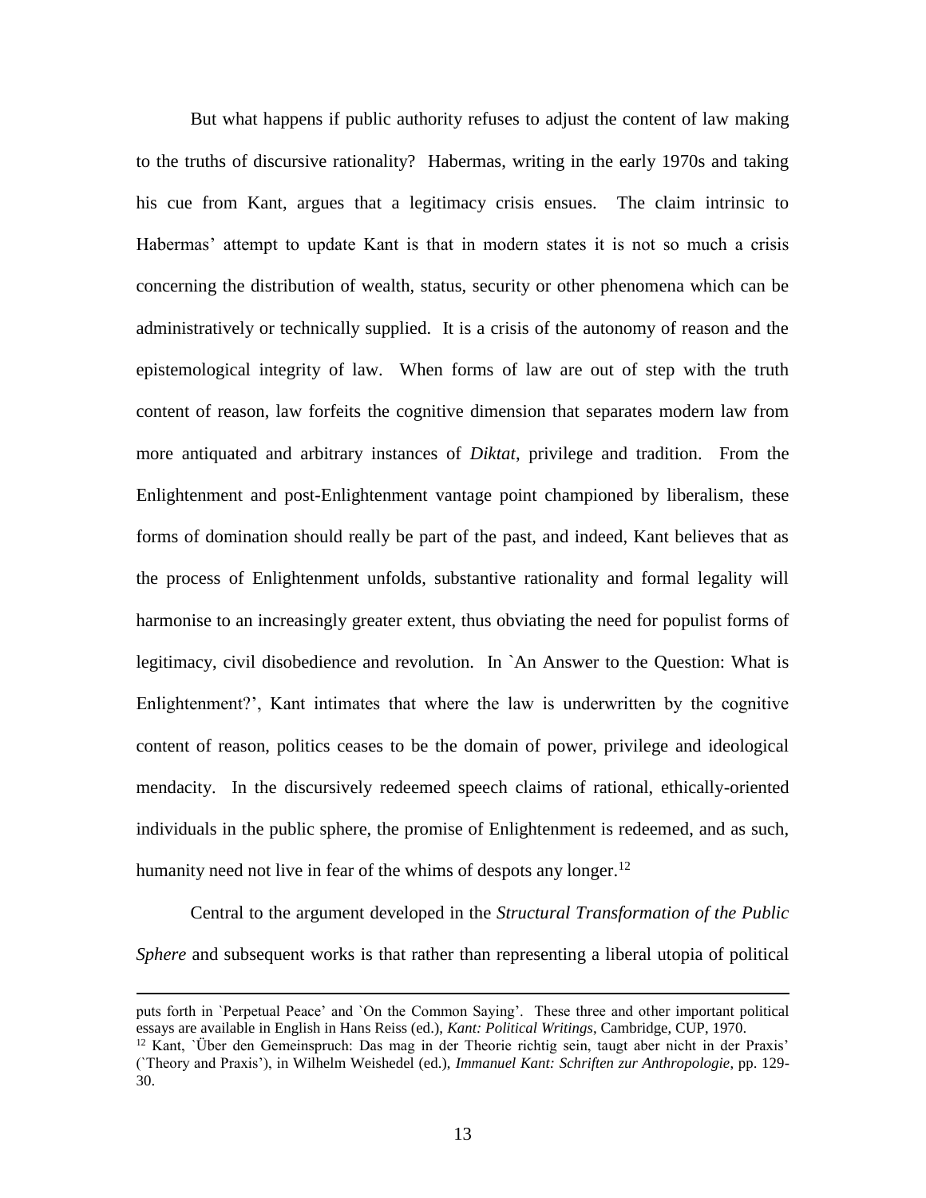But what happens if public authority refuses to adjust the content of law making to the truths of discursive rationality? Habermas, writing in the early 1970s and taking his cue from Kant, argues that a legitimacy crisis ensues. The claim intrinsic to Habermas' attempt to update Kant is that in modern states it is not so much a crisis concerning the distribution of wealth, status, security or other phenomena which can be administratively or technically supplied. It is a crisis of the autonomy of reason and the epistemological integrity of law. When forms of law are out of step with the truth content of reason, law forfeits the cognitive dimension that separates modern law from more antiquated and arbitrary instances of *Diktat*, privilege and tradition. From the Enlightenment and post-Enlightenment vantage point championed by liberalism, these forms of domination should really be part of the past, and indeed, Kant believes that as the process of Enlightenment unfolds, substantive rationality and formal legality will harmonise to an increasingly greater extent, thus obviating the need for populist forms of legitimacy, civil disobedience and revolution. In `An Answer to the Question: What is Enlightenment?', Kant intimates that where the law is underwritten by the cognitive content of reason, politics ceases to be the domain of power, privilege and ideological mendacity. In the discursively redeemed speech claims of rational, ethically-oriented individuals in the public sphere, the promise of Enlightenment is redeemed, and as such, humanity need not live in fear of the whims of despots any longer.[12]

Central to the argument developed in the *Structural Transformation of the Public Sphere* and subsequent works is that rather than representing a liberal utopia of political

---

puts forth in `Perpetual Peace' and `On the Common Saying'. These three and other important political essays are available in English in Hans Reiss (ed.), *Kant: Political Writings*, Cambridge, CUP, 1970.

[12] Kant, `Über den Gemeinspruch: Das mag in der Theorie richtig sein, taugt aber nicht in der Praxis' (`Theory and Praxis'), in Wilhelm Weishedel (ed.), *Immanuel Kant: Schriften zur Anthropologie*, pp. 129-30.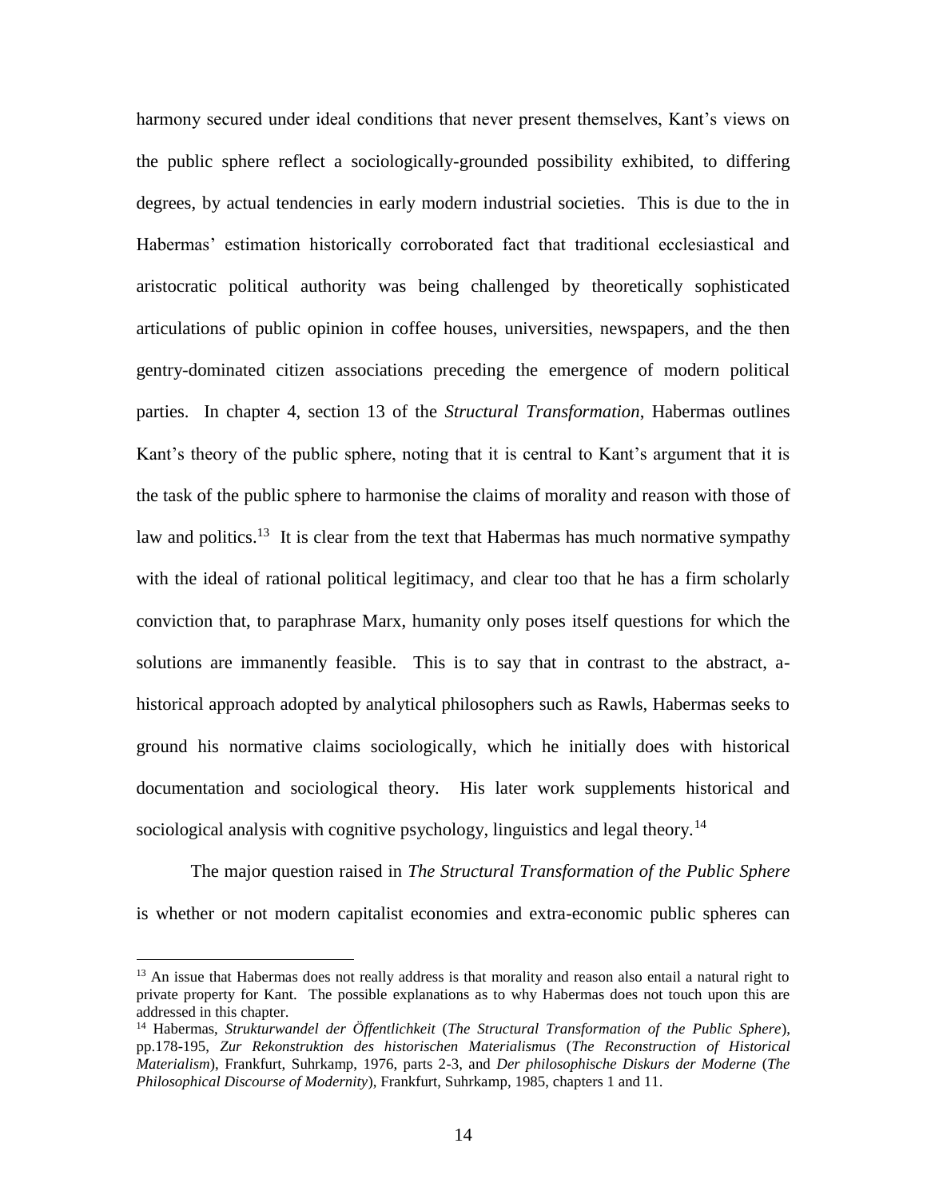harmony secured under ideal conditions that never present themselves, Kant's views on the public sphere reflect a sociologically-grounded possibility exhibited, to differing degrees, by actual tendencies in early modern industrial societies. This is due to the in Habermas' estimation historically corroborated fact that traditional ecclesiastical and aristocratic political authority was being challenged by theoretically sophisticated articulations of public opinion in coffee houses, universities, newspapers, and the then gentry-dominated citizen associations preceding the emergence of modern political parties. In chapter 4, section 13 of the *Structural Transformation*, Habermas outlines Kant's theory of the public sphere, noting that it is central to Kant's argument that it is the task of the public sphere to harmonise the claims of morality and reason with those of law and politics.[13] It is clear from the text that Habermas has much normative sympathy with the ideal of rational political legitimacy, and clear too that he has a firm scholarly conviction that, to paraphrase Marx, humanity only poses itself questions for which the solutions are immanently feasible. This is to say that in contrast to the abstract, a-historical approach adopted by analytical philosophers such as Rawls, Habermas seeks to ground his normative claims sociologically, which he initially does with historical documentation and sociological theory. His later work supplements historical and sociological analysis with cognitive psychology, linguistics and legal theory.[14]

The major question raised in *The Structural Transformation of the Public Sphere* is whether or not modern capitalist economies and extra-economic public spheres can

---

[13] An issue that Habermas does not really address is that morality and reason also entail a natural right to private property for Kant. The possible explanations as to why Habermas does not touch upon this are addressed in this chapter.

[14] Habermas, *Strukturwandel der Öffentlichkeit* (*The Structural Transformation of the Public Sphere*), pp.178-195, *Zur Rekonstruktion des historischen Materialismus* (*The Reconstruction of Historical Materialism*), Frankfurt, Suhrkamp, 1976, parts 2-3, and *Der philosophische Diskurs der Moderne* (*The Philosophical Discourse of Modernity*), Frankfurt, Suhrkamp, 1985, chapters 1 and 11.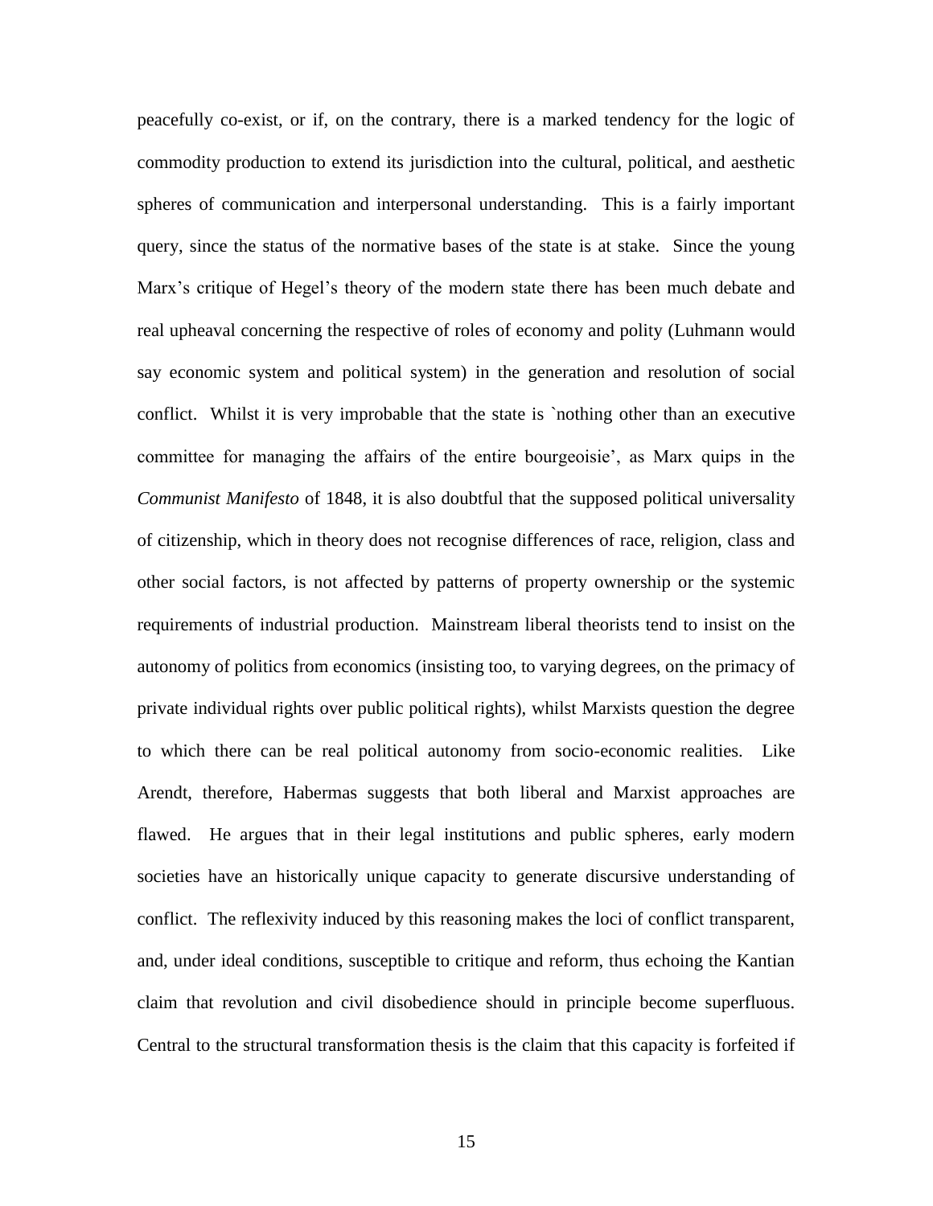peacefully co-exist, or if, on the contrary, there is a marked tendency for the logic of commodity production to extend its jurisdiction into the cultural, political, and aesthetic spheres of communication and interpersonal understanding. This is a fairly important query, since the status of the normative bases of the state is at stake. Since the young Marx's critique of Hegel's theory of the modern state there has been much debate and real upheaval concerning the respective of roles of economy and polity (Luhmann would say economic system and political system) in the generation and resolution of social conflict. Whilst it is very improbable that the state is `nothing other than an executive committee for managing the affairs of the entire bourgeoisie', as Marx quips in the *Communist Manifesto* of 1848, it is also doubtful that the supposed political universality of citizenship, which in theory does not recognise differences of race, religion, class and other social factors, is not affected by patterns of property ownership or the systemic requirements of industrial production. Mainstream liberal theorists tend to insist on the autonomy of politics from economics (insisting too, to varying degrees, on the primacy of private individual rights over public political rights), whilst Marxists question the degree to which there can be real political autonomy from socio-economic realities. Like Arendt, therefore, Habermas suggests that both liberal and Marxist approaches are flawed. He argues that in their legal institutions and public spheres, early modern societies have an historically unique capacity to generate discursive understanding of conflict. The reflexivity induced by this reasoning makes the loci of conflict transparent, and, under ideal conditions, susceptible to critique and reform, thus echoing the Kantian claim that revolution and civil disobedience should in principle become superfluous. Central to the structural transformation thesis is the claim that this capacity is forfeited if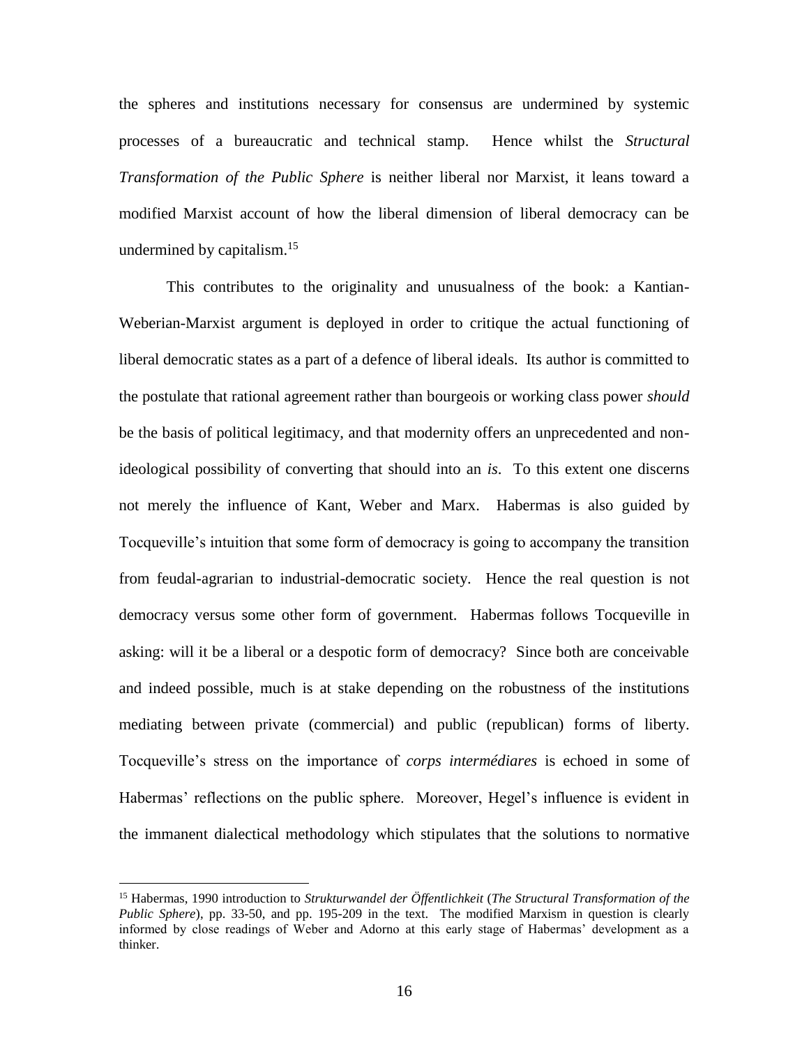the spheres and institutions necessary for consensus are undermined by systemic processes of a bureaucratic and technical stamp. Hence whilst the *Structural Transformation of the Public Sphere* is neither liberal nor Marxist, it leans toward a modified Marxist account of how the liberal dimension of liberal democracy can be undermined by capitalism.[15]

This contributes to the originality and unusualness of the book: a Kantian-Weberian-Marxist argument is deployed in order to critique the actual functioning of liberal democratic states as a part of a defence of liberal ideals. Its author is committed to the postulate that rational agreement rather than bourgeois or working class power *should* be the basis of political legitimacy, and that modernity offers an unprecedented and non-ideological possibility of converting that should into an *is*. To this extent one discerns not merely the influence of Kant, Weber and Marx. Habermas is also guided by Tocqueville's intuition that some form of democracy is going to accompany the transition from feudal-agrarian to industrial-democratic society. Hence the real question is not democracy versus some other form of government. Habermas follows Tocqueville in asking: will it be a liberal or a despotic form of democracy? Since both are conceivable and indeed possible, much is at stake depending on the robustness of the institutions mediating between private (commercial) and public (republican) forms of liberty. Tocqueville's stress on the importance of *corps intermédiares* is echoed in some of Habermas' reflections on the public sphere. Moreover, Hegel's influence is evident in the immanent dialectical methodology which stipulates that the solutions to normative

---

[15] Habermas, 1990 introduction to *Strukturwandel der Öffentlichkeit* (*The Structural Transformation of the Public Sphere*), pp. 33-50, and pp. 195-209 in the text. The modified Marxism in question is clearly informed by close readings of Weber and Adorno at this early stage of Habermas' development as a thinker.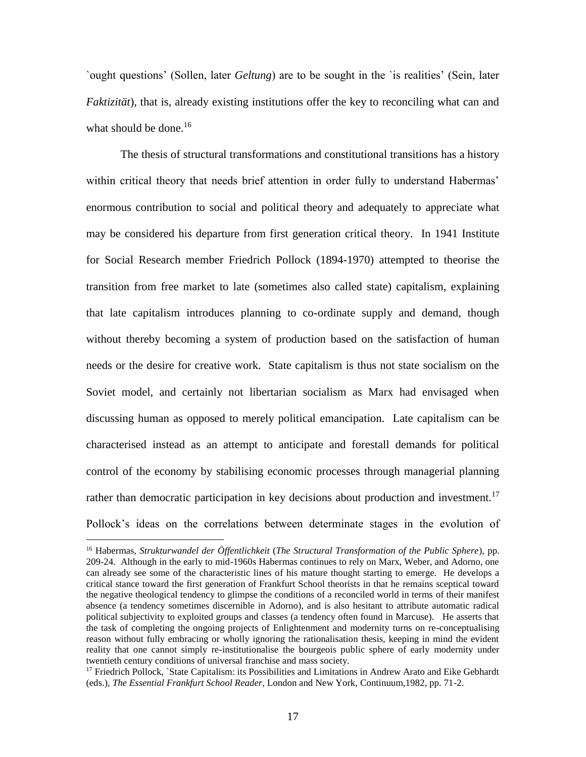`ought questions' (Sollen, later *Geltung*) are to be sought in the `is realities' (Sein, later *Faktizität*), that is, already existing institutions offer the key to reconciling what can and what should be done.[16]

The thesis of structural transformations and constitutional transitions has a history within critical theory that needs brief attention in order fully to understand Habermas' enormous contribution to social and political theory and adequately to appreciate what may be considered his departure from first generation critical theory. In 1941 Institute for Social Research member Friedrich Pollock (1894-1970) attempted to theorise the transition from free market to late (sometimes also called state) capitalism, explaining that late capitalism introduces planning to co-ordinate supply and demand, though without thereby becoming a system of production based on the satisfaction of human needs or the desire for creative work. State capitalism is thus not state socialism on the Soviet model, and certainly not libertarian socialism as Marx had envisaged when discussing human as opposed to merely political emancipation. Late capitalism can be characterised instead as an attempt to anticipate and forestall demands for political control of the economy by stabilising economic processes through managerial planning rather than democratic participation in key decisions about production and investment.[17] Pollock's ideas on the correlations between determinate stages in the evolution of

---

[16] Habermas, *Strukturwandel der Öffentlichkeit* (*The Structural Transformation of the Public Sphere*), pp. 209-24. Although in the early to mid-1960s Habermas continues to rely on Marx, Weber, and Adorno, one can already see some of the characteristic lines of his mature thought starting to emerge. He develops a critical stance toward the first generation of Frankfurt School theorists in that he remains sceptical toward the negative theological tendency to glimpse the conditions of a reconciled world in terms of their manifest absence (a tendency sometimes discernible in Adorno), and is also hesitant to attribute automatic radical political subjectivity to exploited groups and classes (a tendency often found in Marcuse). He asserts that the task of completing the ongoing projects of Enlightenment and modernity turns on re-conceptualising reason without fully embracing or wholly ignoring the rationalisation thesis, keeping in mind the evident reality that one cannot simply re-institutionalise the bourgeois public sphere of early modernity under twentieth century conditions of universal franchise and mass society.

[17] Friedrich Pollock, `State Capitalism: its Possibilities and Limitations in Andrew Arato and Eike Gebhardt (eds.), *The Essential Frankfurt School Reader*, London and New York, Continuum,1982, pp. 71-2.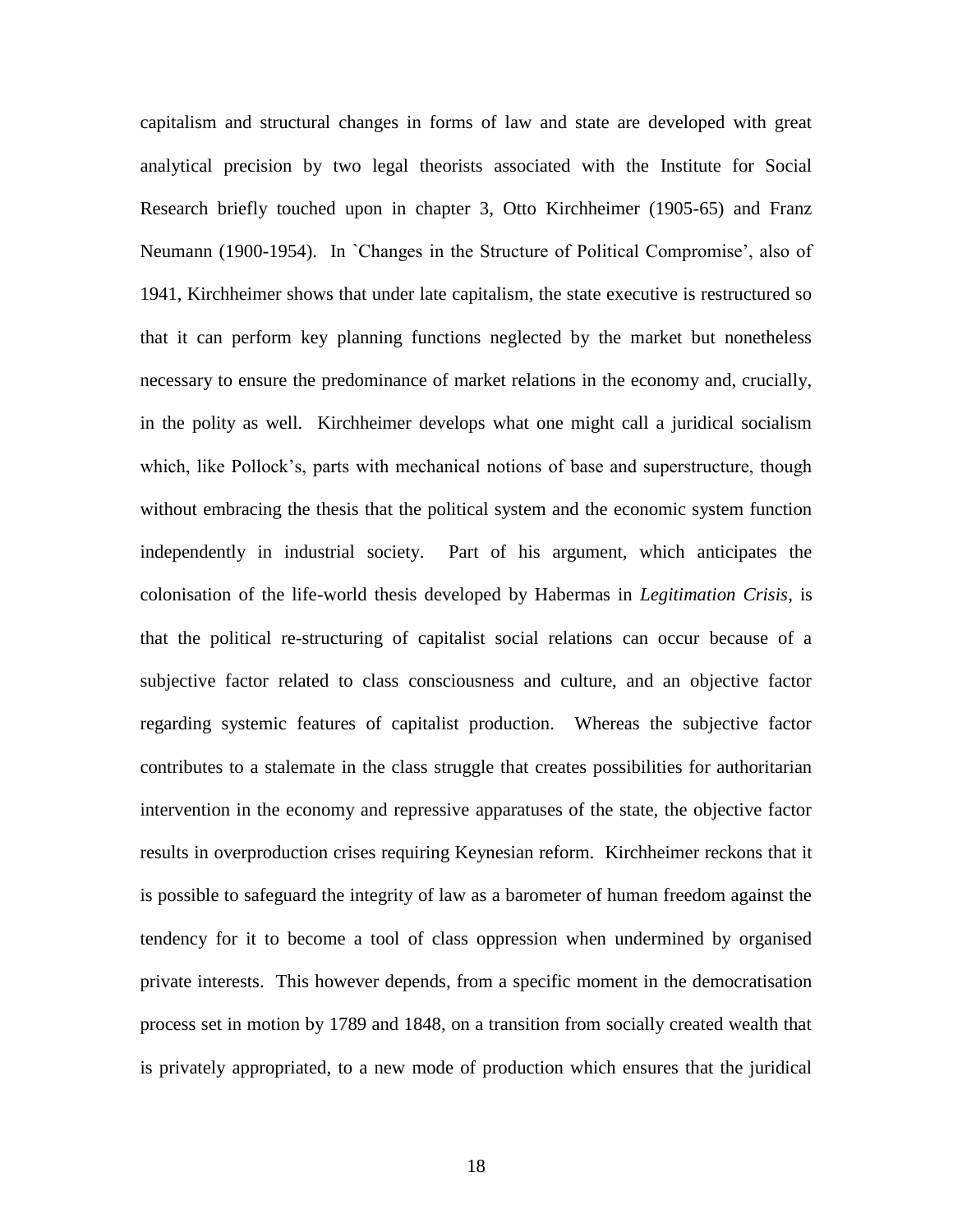capitalism and structural changes in forms of law and state are developed with great analytical precision by two legal theorists associated with the Institute for Social Research briefly touched upon in chapter 3, Otto Kirchheimer (1905-65) and Franz Neumann (1900-1954). In `Changes in the Structure of Political Compromise', also of 1941, Kirchheimer shows that under late capitalism, the state executive is restructured so that it can perform key planning functions neglected by the market but nonetheless necessary to ensure the predominance of market relations in the economy and, crucially, in the polity as well. Kirchheimer develops what one might call a juridical socialism which, like Pollock's, parts with mechanical notions of base and superstructure, though without embracing the thesis that the political system and the economic system function independently in industrial society. Part of his argument, which anticipates the colonisation of the life-world thesis developed by Habermas in *Legitimation Crisis*, is that the political re-structuring of capitalist social relations can occur because of a subjective factor related to class consciousness and culture, and an objective factor regarding systemic features of capitalist production. Whereas the subjective factor contributes to a stalemate in the class struggle that creates possibilities for authoritarian intervention in the economy and repressive apparatuses of the state, the objective factor results in overproduction crises requiring Keynesian reform. Kirchheimer reckons that it is possible to safeguard the integrity of law as a barometer of human freedom against the tendency for it to become a tool of class oppression when undermined by organised private interests. This however depends, from a specific moment in the democratisation process set in motion by 1789 and 1848, on a transition from socially created wealth that is privately appropriated, to a new mode of production which ensures that the juridical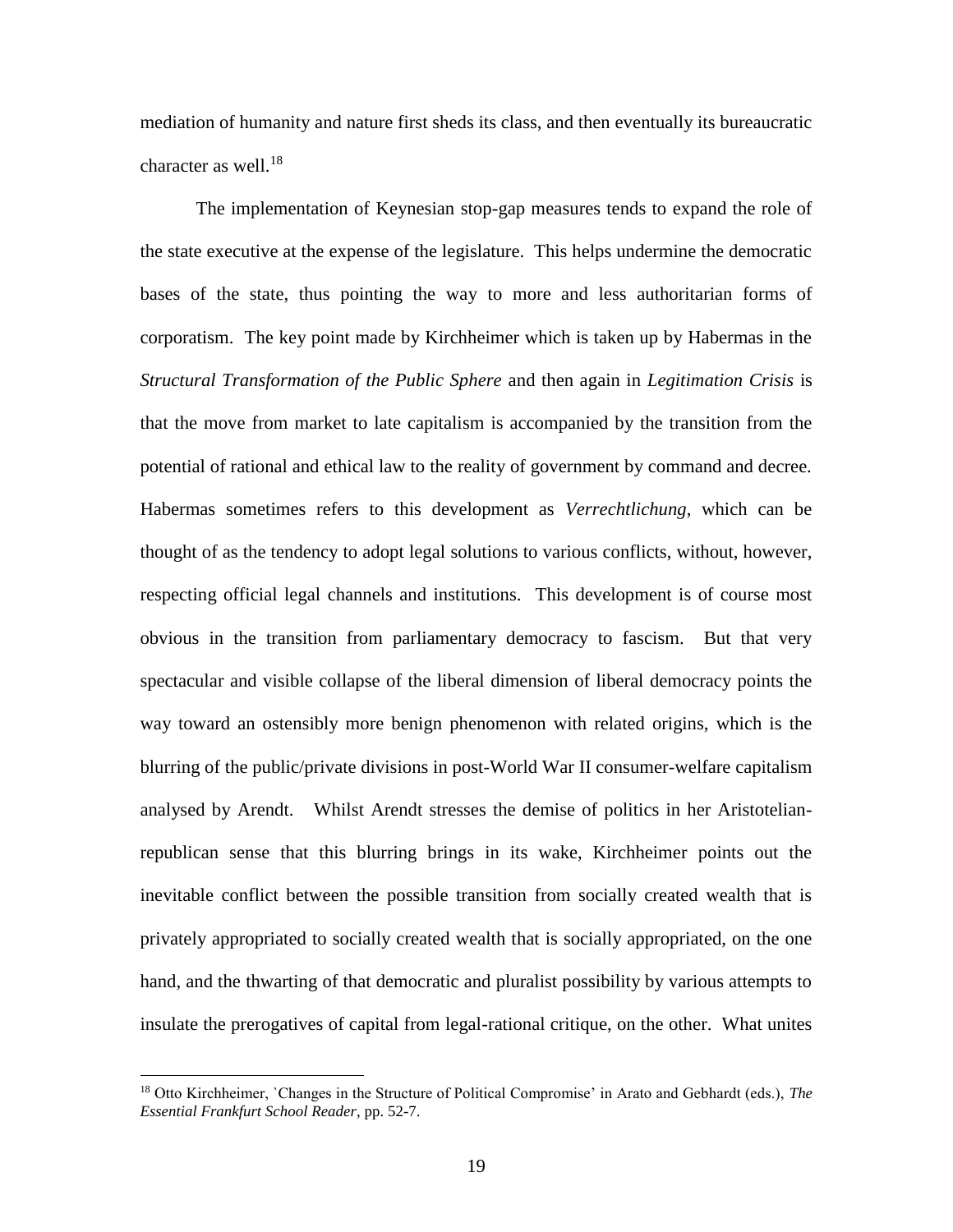mediation of humanity and nature first sheds its class, and then eventually its bureaucratic character as well.[18]

The implementation of Keynesian stop-gap measures tends to expand the role of the state executive at the expense of the legislature. This helps undermine the democratic bases of the state, thus pointing the way to more and less authoritarian forms of corporatism. The key point made by Kirchheimer which is taken up by Habermas in the *Structural Transformation of the Public Sphere* and then again in *Legitimation Crisis* is that the move from market to late capitalism is accompanied by the transition from the potential of rational and ethical law to the reality of government by command and decree. Habermas sometimes refers to this development as *Verrechtlichung*, which can be thought of as the tendency to adopt legal solutions to various conflicts, without, however, respecting official legal channels and institutions. This development is of course most obvious in the transition from parliamentary democracy to fascism. But that very spectacular and visible collapse of the liberal dimension of liberal democracy points the way toward an ostensibly more benign phenomenon with related origins, which is the blurring of the public/private divisions in post-World War II consumer-welfare capitalism analysed by Arendt. Whilst Arendt stresses the demise of politics in her Aristotelian-republican sense that this blurring brings in its wake, Kirchheimer points out the inevitable conflict between the possible transition from socially created wealth that is privately appropriated to socially created wealth that is socially appropriated, on the one hand, and the thwarting of that democratic and pluralist possibility by various attempts to insulate the prerogatives of capital from legal-rational critique, on the other. What unites

[18] Otto Kirchheimer, `Changes in the Structure of Political Compromise' in Arato and Gebhardt (eds.), *The Essential Frankfurt School Reader*, pp. 52-7.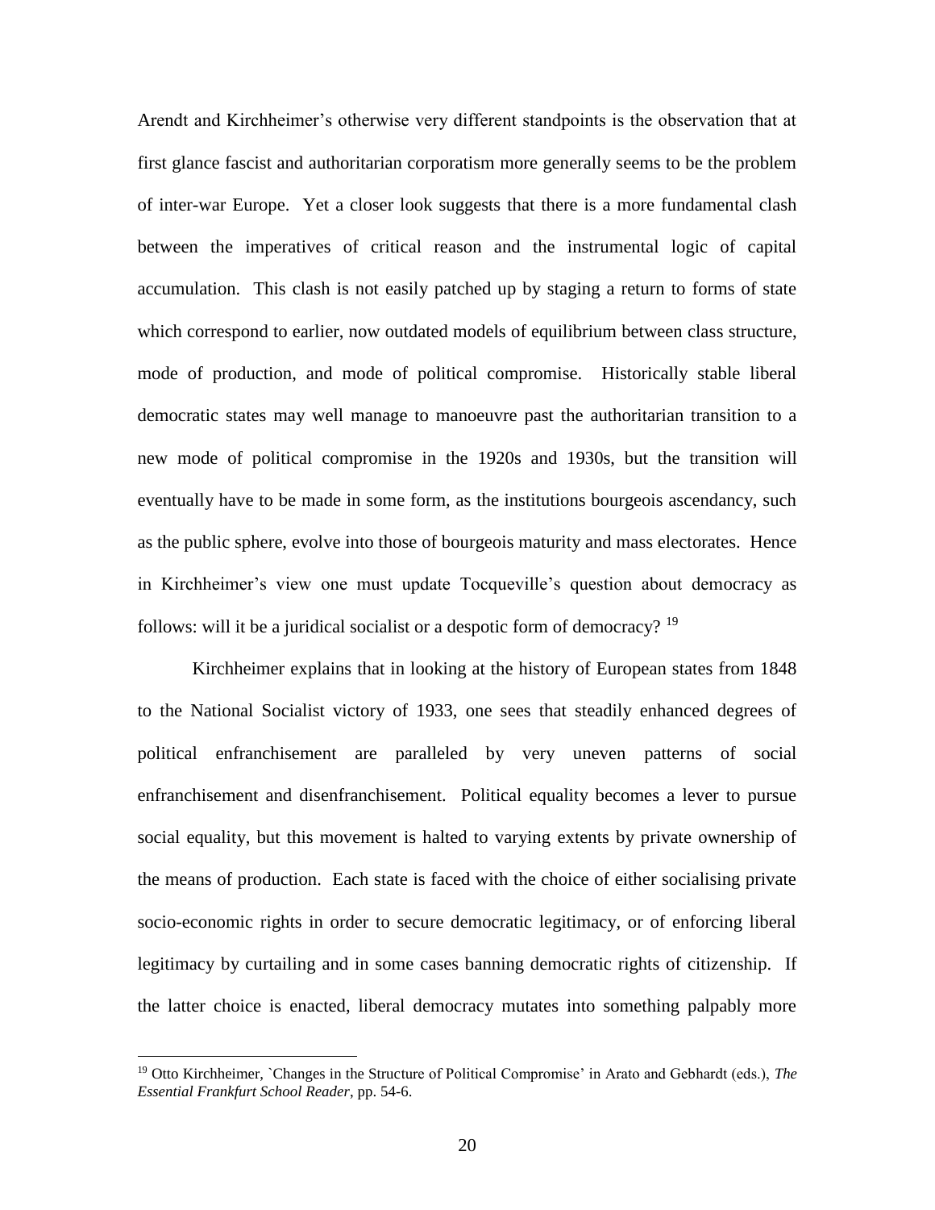Arendt and Kirchheimer's otherwise very different standpoints is the observation that at first glance fascist and authoritarian corporatism more generally seems to be the problem of inter-war Europe. Yet a closer look suggests that there is a more fundamental clash between the imperatives of critical reason and the instrumental logic of capital accumulation. This clash is not easily patched up by staging a return to forms of state which correspond to earlier, now outdated models of equilibrium between class structure, mode of production, and mode of political compromise. Historically stable liberal democratic states may well manage to manoeuvre past the authoritarian transition to a new mode of political compromise in the 1920s and 1930s, but the transition will eventually have to be made in some form, as the institutions bourgeois ascendancy, such as the public sphere, evolve into those of bourgeois maturity and mass electorates. Hence in Kirchheimer's view one must update Tocqueville's question about democracy as follows: will it be a juridical socialist or a despotic form of democracy? [19]

Kirchheimer explains that in looking at the history of European states from 1848 to the National Socialist victory of 1933, one sees that steadily enhanced degrees of political enfranchisement are paralleled by very uneven patterns of social enfranchisement and disenfranchisement. Political equality becomes a lever to pursue social equality, but this movement is halted to varying extents by private ownership of the means of production. Each state is faced with the choice of either socialising private socio-economic rights in order to secure democratic legitimacy, or of enforcing liberal legitimacy by curtailing and in some cases banning democratic rights of citizenship. If the latter choice is enacted, liberal democracy mutates into something palpably more

---

[19] Otto Kirchheimer, `Changes in the Structure of Political Compromise' in Arato and Gebhardt (eds.), *The Essential Frankfurt School Reader*, pp. 54-6.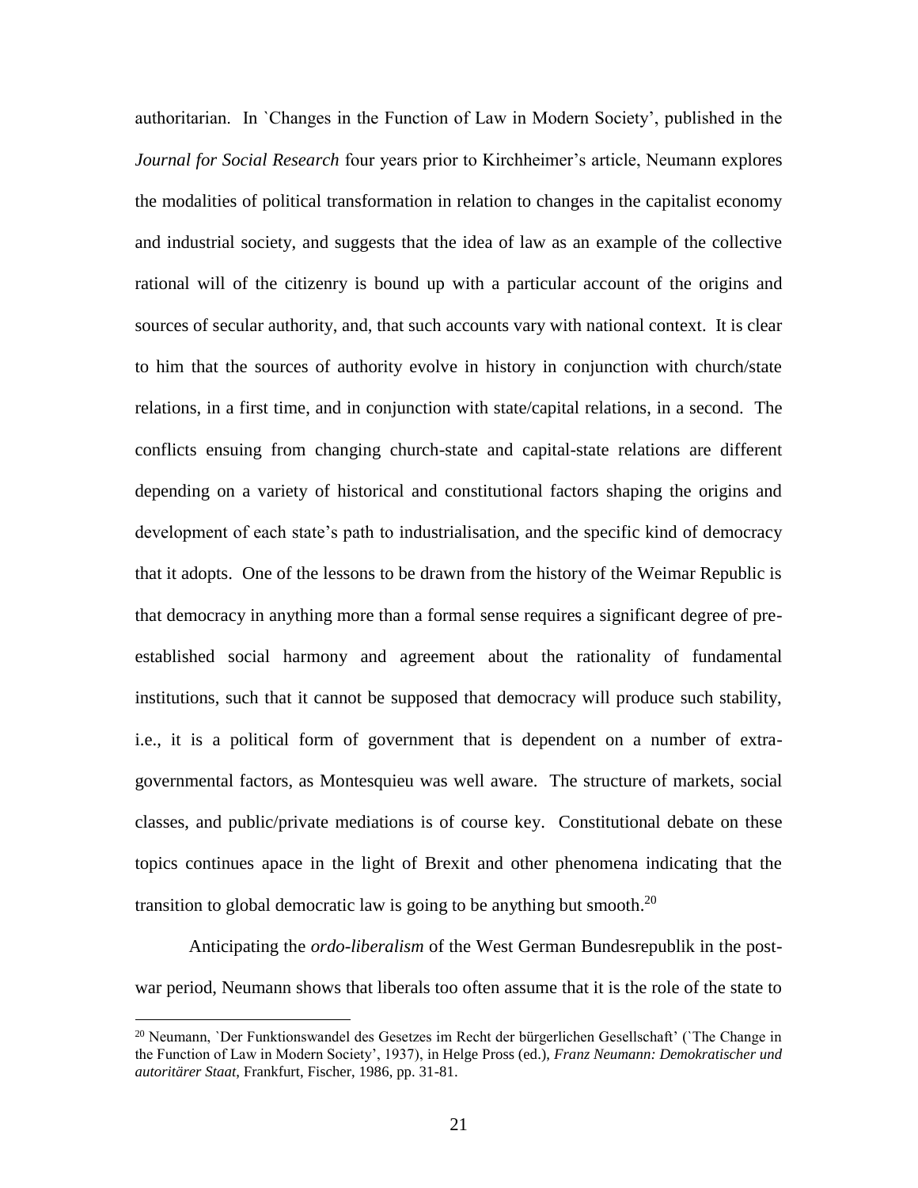authoritarian. In `Changes in the Function of Law in Modern Society', published in the *Journal for Social Research* four years prior to Kirchheimer's article, Neumann explores the modalities of political transformation in relation to changes in the capitalist economy and industrial society, and suggests that the idea of law as an example of the collective rational will of the citizenry is bound up with a particular account of the origins and sources of secular authority, and, that such accounts vary with national context. It is clear to him that the sources of authority evolve in history in conjunction with church/state relations, in a first time, and in conjunction with state/capital relations, in a second. The conflicts ensuing from changing church-state and capital-state relations are different depending on a variety of historical and constitutional factors shaping the origins and development of each state's path to industrialisation, and the specific kind of democracy that it adopts. One of the lessons to be drawn from the history of the Weimar Republic is that democracy in anything more than a formal sense requires a significant degree of pre-established social harmony and agreement about the rationality of fundamental institutions, such that it cannot be supposed that democracy will produce such stability, i.e., it is a political form of government that is dependent on a number of extra-governmental factors, as Montesquieu was well aware. The structure of markets, social classes, and public/private mediations is of course key. Constitutional debate on these topics continues apace in the light of Brexit and other phenomena indicating that the transition to global democratic law is going to be anything but smooth.[20]

Anticipating the *ordo-liberalism* of the West German Bundesrepublik in the post-war period, Neumann shows that liberals too often assume that it is the role of the state to

[20] Neumann, `Der Funktionswandel des Gesetzes im Recht der bürgerlichen Gesellschaft' (`The Change in the Function of Law in Modern Society', 1937), in Helge Pross (ed.), *Franz Neumann: Demokratischer und autoritärer Staat*, Frankfurt, Fischer, 1986, pp. 31-81.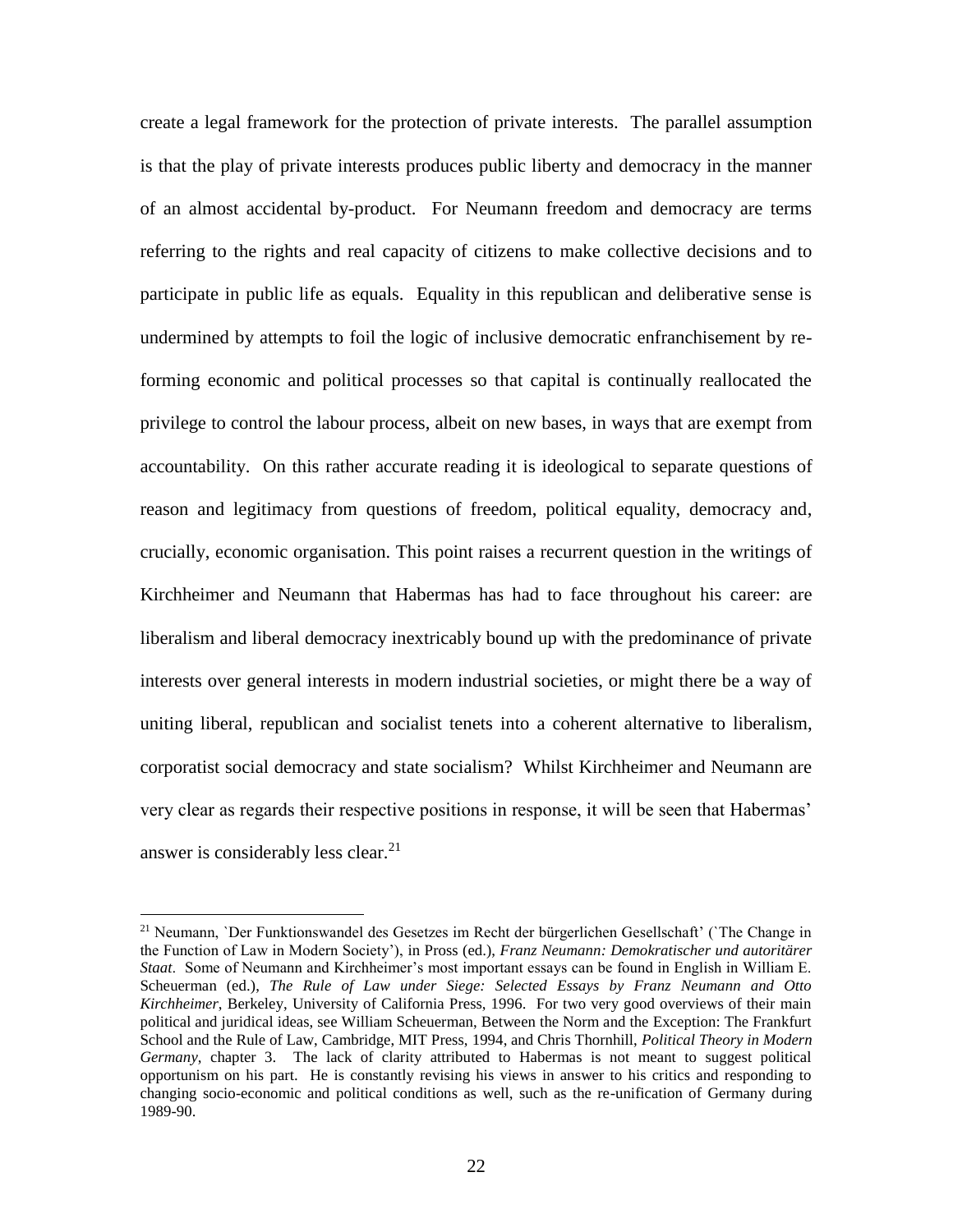create a legal framework for the protection of private interests. The parallel assumption is that the play of private interests produces public liberty and democracy in the manner of an almost accidental by-product. For Neumann freedom and democracy are terms referring to the rights and real capacity of citizens to make collective decisions and to participate in public life as equals. Equality in this republican and deliberative sense is undermined by attempts to foil the logic of inclusive democratic enfranchisement by re-forming economic and political processes so that capital is continually reallocated the privilege to control the labour process, albeit on new bases, in ways that are exempt from accountability. On this rather accurate reading it is ideological to separate questions of reason and legitimacy from questions of freedom, political equality, democracy and, crucially, economic organisation. This point raises a recurrent question in the writings of Kirchheimer and Neumann that Habermas has had to face throughout his career: are liberalism and liberal democracy inextricably bound up with the predominance of private interests over general interests in modern industrial societies, or might there be a way of uniting liberal, republican and socialist tenets into a coherent alternative to liberalism, corporatist social democracy and state socialism? Whilst Kirchheimer and Neumann are very clear as regards their respective positions in response, it will be seen that Habermas' answer is considerably less clear.[21]

---

[21] Neumann, `Der Funktionswandel des Gesetzes im Recht der bürgerlichen Gesellschaft' (`The Change in the Function of Law in Modern Society'), in Pross (ed.), *Franz Neumann: Demokratischer und autoritärer Staat*. Some of Neumann and Kirchheimer's most important essays can be found in English in William E. Scheuerman (ed.), *The Rule of Law under Siege: Selected Essays by Franz Neumann and Otto Kirchheimer*, Berkeley, University of California Press, 1996. For two very good overviews of their main political and juridical ideas, see William Scheuerman, Between the Norm and the Exception: The Frankfurt School and the Rule of Law, Cambridge, MIT Press, 1994, and Chris Thornhill, *Political Theory in Modern Germany*, chapter 3. The lack of clarity attributed to Habermas is not meant to suggest political opportunism on his part. He is constantly revising his views in answer to his critics and responding to changing socio-economic and political conditions as well, such as the re-unification of Germany during 1989-90.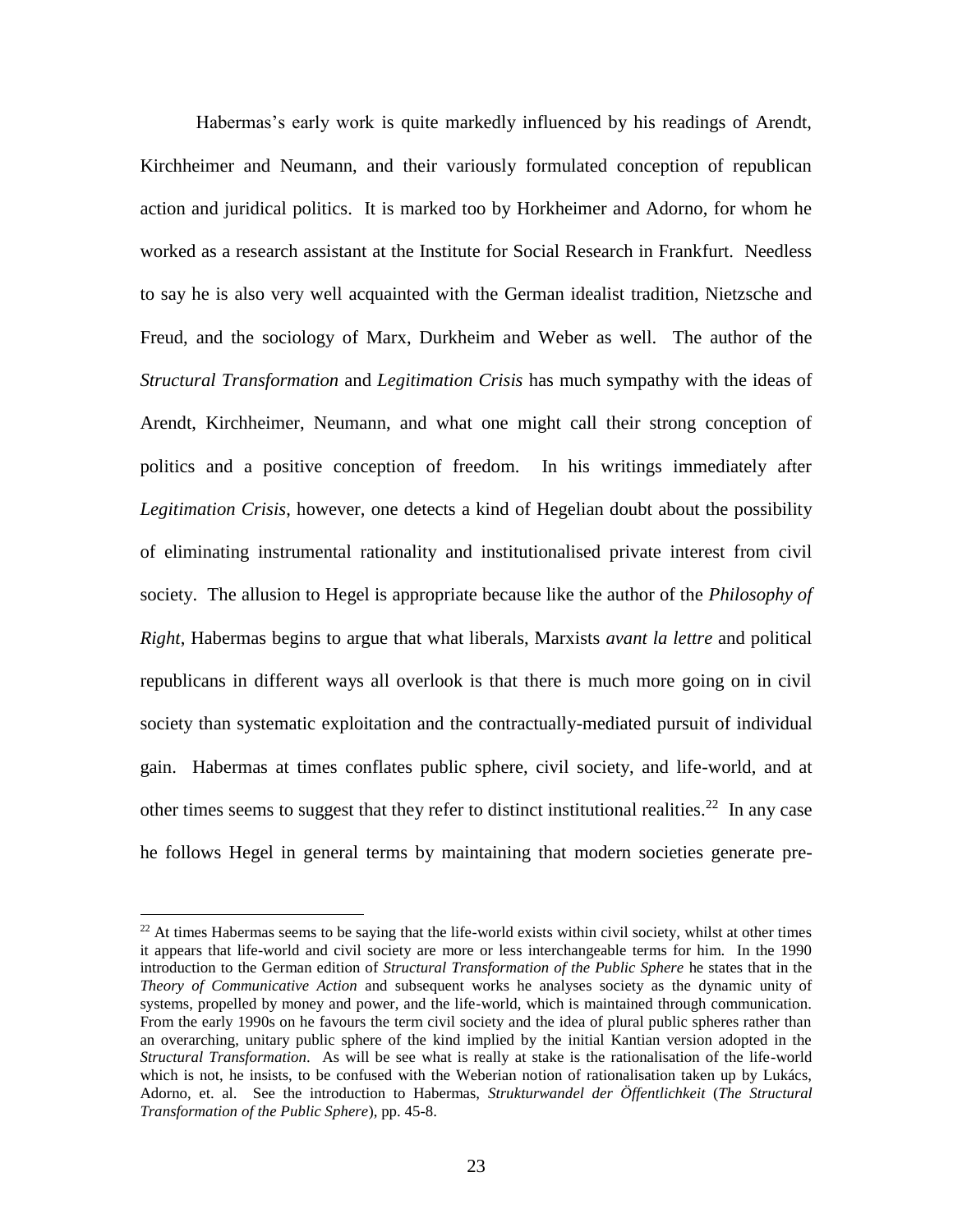Habermas's early work is quite markedly influenced by his readings of Arendt, Kirchheimer and Neumann, and their variously formulated conception of republican action and juridical politics. It is marked too by Horkheimer and Adorno, for whom he worked as a research assistant at the Institute for Social Research in Frankfurt. Needless to say he is also very well acquainted with the German idealist tradition, Nietzsche and Freud, and the sociology of Marx, Durkheim and Weber as well. The author of the *Structural Transformation* and *Legitimation Crisis* has much sympathy with the ideas of Arendt, Kirchheimer, Neumann, and what one might call their strong conception of politics and a positive conception of freedom. In his writings immediately after *Legitimation Crisis*, however, one detects a kind of Hegelian doubt about the possibility of eliminating instrumental rationality and institutionalised private interest from civil society. The allusion to Hegel is appropriate because like the author of the *Philosophy of Right*, Habermas begins to argue that what liberals, Marxists *avant la lettre* and political republicans in different ways all overlook is that there is much more going on in civil society than systematic exploitation and the contractually-mediated pursuit of individual gain. Habermas at times conflates public sphere, civil society, and life-world, and at other times seems to suggest that they refer to distinct institutional realities.[22] In any case he follows Hegel in general terms by maintaining that modern societies generate pre-

[22] At times Habermas seems to be saying that the life-world exists within civil society, whilst at other times it appears that life-world and civil society are more or less interchangeable terms for him. In the 1990 introduction to the German edition of *Structural Transformation of the Public Sphere* he states that in the *Theory of Communicative Action* and subsequent works he analyses society as the dynamic unity of systems, propelled by money and power, and the life-world, which is maintained through communication. From the early 1990s on he favours the term civil society and the idea of plural public spheres rather than an overarching, unitary public sphere of the kind implied by the initial Kantian version adopted in the *Structural Transformation*. As will be see what is really at stake is the rationalisation of the life-world which is not, he insists, to be confused with the Weberian notion of rationalisation taken up by Lukács, Adorno, et. al. See the introduction to Habermas, ***Strukturwandel der Öffentlichkeit*** (*The Structural Transformation of the Public Sphere*), pp. 45-8.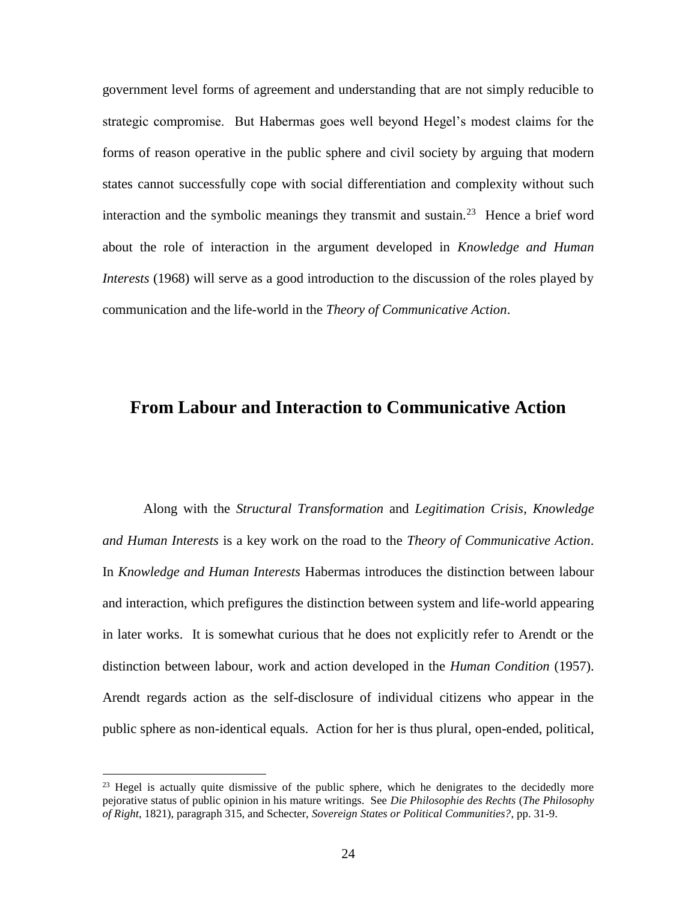government level forms of agreement and understanding that are not simply reducible to strategic compromise. But Habermas goes well beyond Hegel's modest claims for the forms of reason operative in the public sphere and civil society by arguing that modern states cannot successfully cope with social differentiation and complexity without such interaction and the symbolic meanings they transmit and sustain.[23] Hence a brief word about the role of interaction in the argument developed in *Knowledge and Human Interests* (1968) will serve as a good introduction to the discussion of the roles played by communication and the life-world in the *Theory of Communicative Action*.

## From Labour and Interaction to Communicative Action

Along with the *Structural Transformation* and *Legitimation Crisis*, *Knowledge and Human Interests* is a key work on the road to the *Theory of Communicative Action*. In *Knowledge and Human Interests* Habermas introduces the distinction between labour and interaction, which prefigures the distinction between system and life-world appearing in later works. It is somewhat curious that he does not explicitly refer to Arendt or the distinction between labour, work and action developed in the *Human Condition* (1957). Arendt regards action as the self-disclosure of individual citizens who appear in the public sphere as non-identical equals. Action for her is thus plural, open-ended, political,

---

[23] Hegel is actually quite dismissive of the public sphere, which he denigrates to the decidedly more pejorative status of public opinion in his mature writings. See *Die Philosophie des Rechts* (*The Philosophy of Right*, 1821), paragraph 315, and Schecter, *Sovereign States or Political Communities?*, pp. 31-9.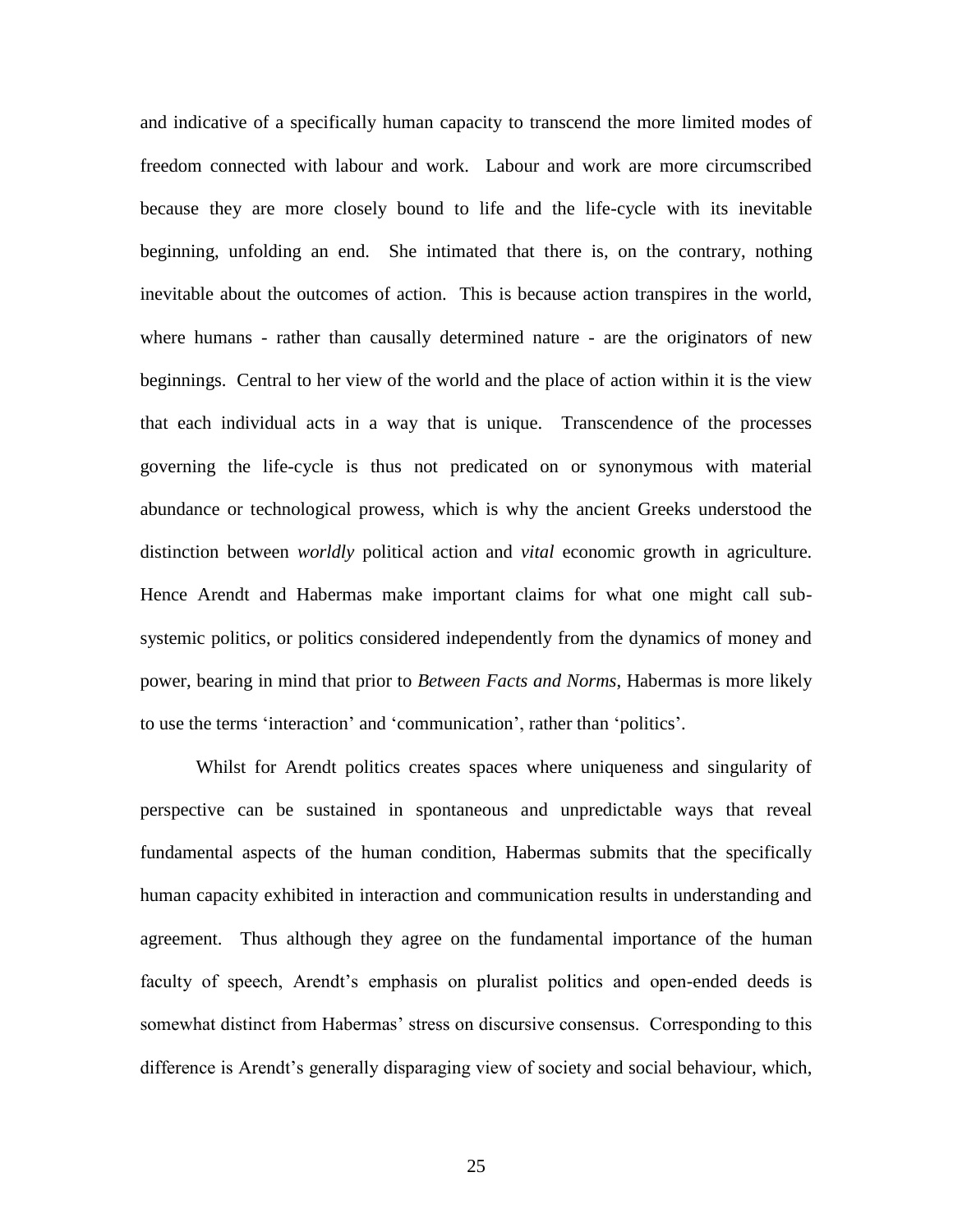and indicative of a specifically human capacity to transcend the more limited modes of freedom connected with labour and work. Labour and work are more circumscribed because they are more closely bound to life and the life-cycle with its inevitable beginning, unfolding an end. She intimated that there is, on the contrary, nothing inevitable about the outcomes of action. This is because action transpires in the world, where humans - rather than causally determined nature - are the originators of new beginnings. Central to her view of the world and the place of action within it is the view that each individual acts in a way that is unique. Transcendence of the processes governing the life-cycle is thus not predicated on or synonymous with material abundance or technological prowess, which is why the ancient Greeks understood the distinction between *worldly* political action and *vital* economic growth in agriculture. Hence Arendt and Habermas make important claims for what one might call sub-systemic politics, or politics considered independently from the dynamics of money and power, bearing in mind that prior to *Between Facts and Norms*, Habermas is more likely to use the terms 'interaction' and 'communication', rather than 'politics'.

Whilst for Arendt politics creates spaces where uniqueness and singularity of perspective can be sustained in spontaneous and unpredictable ways that reveal fundamental aspects of the human condition, Habermas submits that the specifically human capacity exhibited in interaction and communication results in understanding and agreement. Thus although they agree on the fundamental importance of the human faculty of speech, Arendt's emphasis on pluralist politics and open-ended deeds is somewhat distinct from Habermas' stress on discursive consensus. Corresponding to this difference is Arendt's generally disparaging view of society and social behaviour, which,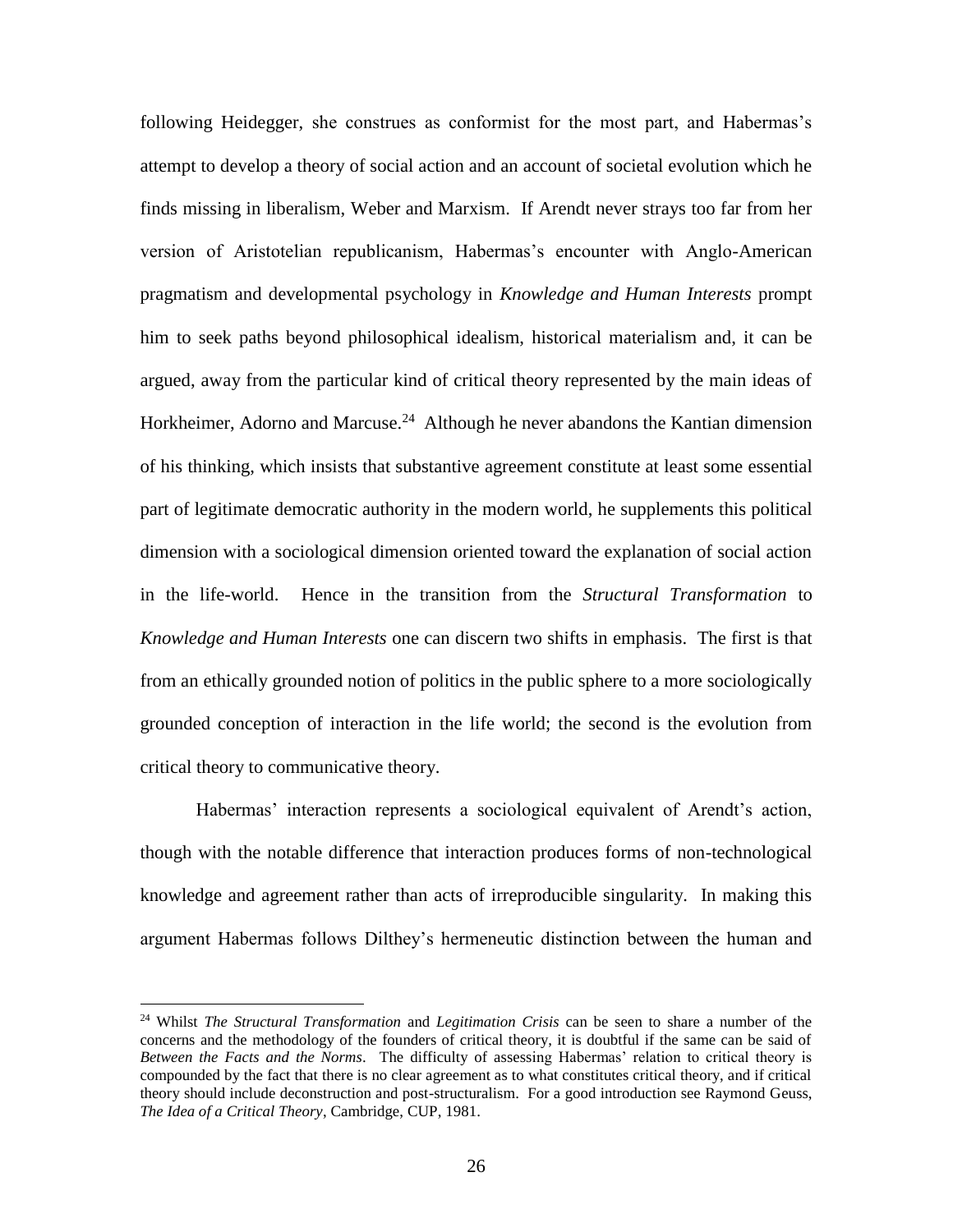following Heidegger, she construes as conformist for the most part, and Habermas's attempt to develop a theory of social action and an account of societal evolution which he finds missing in liberalism, Weber and Marxism. If Arendt never strays too far from her version of Aristotelian republicanism, Habermas's encounter with Anglo-American pragmatism and developmental psychology in *Knowledge and Human Interests* prompt him to seek paths beyond philosophical idealism, historical materialism and, it can be argued, away from the particular kind of critical theory represented by the main ideas of Horkheimer, Adorno and Marcuse.[24] Although he never abandons the Kantian dimension of his thinking, which insists that substantive agreement constitute at least some essential part of legitimate democratic authority in the modern world, he supplements this political dimension with a sociological dimension oriented toward the explanation of social action in the life-world. Hence in the transition from the *Structural Transformation* to *Knowledge and Human Interests* one can discern two shifts in emphasis. The first is that from an ethically grounded notion of politics in the public sphere to a more sociologically grounded conception of interaction in the life world; the second is the evolution from critical theory to communicative theory.

Habermas' interaction represents a sociological equivalent of Arendt's action, though with the notable difference that interaction produces forms of non-technological knowledge and agreement rather than acts of irreproducible singularity. In making this argument Habermas follows Dilthey's hermeneutic distinction between the human and

[24] Whilst *The Structural Transformation* and *Legitimation Crisis* can be seen to share a number of the concerns and the methodology of the founders of critical theory, it is doubtful if the same can be said of *Between the Facts and the Norms*. The difficulty of assessing Habermas' relation to critical theory is compounded by the fact that there is no clear agreement as to what constitutes critical theory, and if critical theory should include deconstruction and post-structuralism. For a good introduction see Raymond Geuss, *The Idea of a Critical Theory*, Cambridge, CUP, 1981.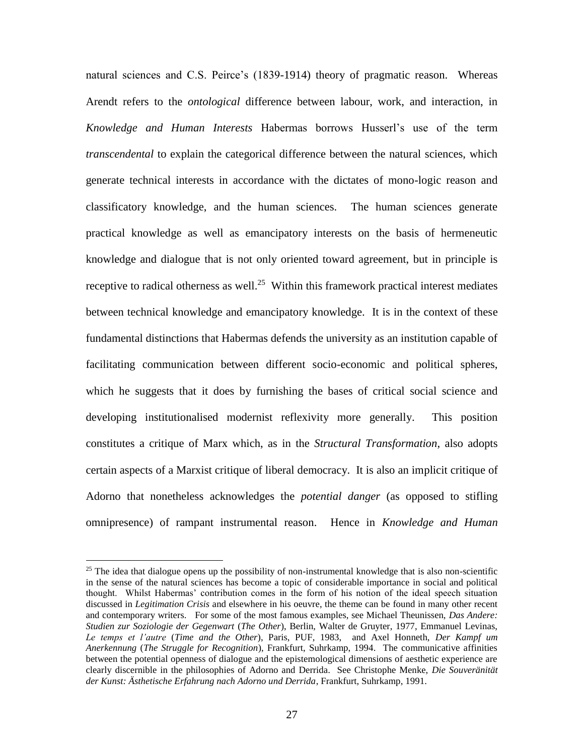natural sciences and C.S. Peirce's (1839-1914) theory of pragmatic reason. Whereas Arendt refers to the *ontological* difference between labour, work, and interaction, in *Knowledge and Human Interests* Habermas borrows Husserl's use of the term *transcendental* to explain the categorical difference between the natural sciences, which generate technical interests in accordance with the dictates of mono-logic reason and classificatory knowledge, and the human sciences. The human sciences generate practical knowledge as well as emancipatory interests on the basis of hermeneutic knowledge and dialogue that is not only oriented toward agreement, but in principle is receptive to radical otherness as well.[25] Within this framework practical interest mediates between technical knowledge and emancipatory knowledge. It is in the context of these fundamental distinctions that Habermas defends the university as an institution capable of facilitating communication between different socio-economic and political spheres, which he suggests that it does by furnishing the bases of critical social science and developing institutionalised modernist reflexivity more generally. This position constitutes a critique of Marx which, as in the *Structural Transformation*, also adopts certain aspects of a Marxist critique of liberal democracy. It is also an implicit critique of Adorno that nonetheless acknowledges the *potential danger* (as opposed to stifling omnipresence) of rampant instrumental reason. Hence in *Knowledge and Human*

[25] The idea that dialogue opens up the possibility of non-instrumental knowledge that is also non-scientific in the sense of the natural sciences has become a topic of considerable importance in social and political thought. Whilst Habermas' contribution comes in the form of his notion of the ideal speech situation discussed in *Legitimation Crisis* and elsewhere in his oeuvre, the theme can be found in many other recent and contemporary writers. For some of the most famous examples, see Michael Theunissen, *Das Andere: Studien zur Soziologie der Gegenwart* (*The Other*), Berlin, Walter de Gruyter, 1977, Emmanuel Levinas, *Le temps et l'autre* (*Time and the Other*), Paris, PUF, 1983, and Axel Honneth, *Der Kampf um Anerkennung* (*The Struggle for Recognition*), Frankfurt, Suhrkamp, 1994. The communicative affinities between the potential openness of dialogue and the epistemological dimensions of aesthetic experience are clearly discernible in the philosophies of Adorno and Derrida. See Christophe Menke, *Die Souveränität der Kunst: Ästhetische Erfahrung nach Adorno und Derrida*, Frankfurt, Suhrkamp, 1991.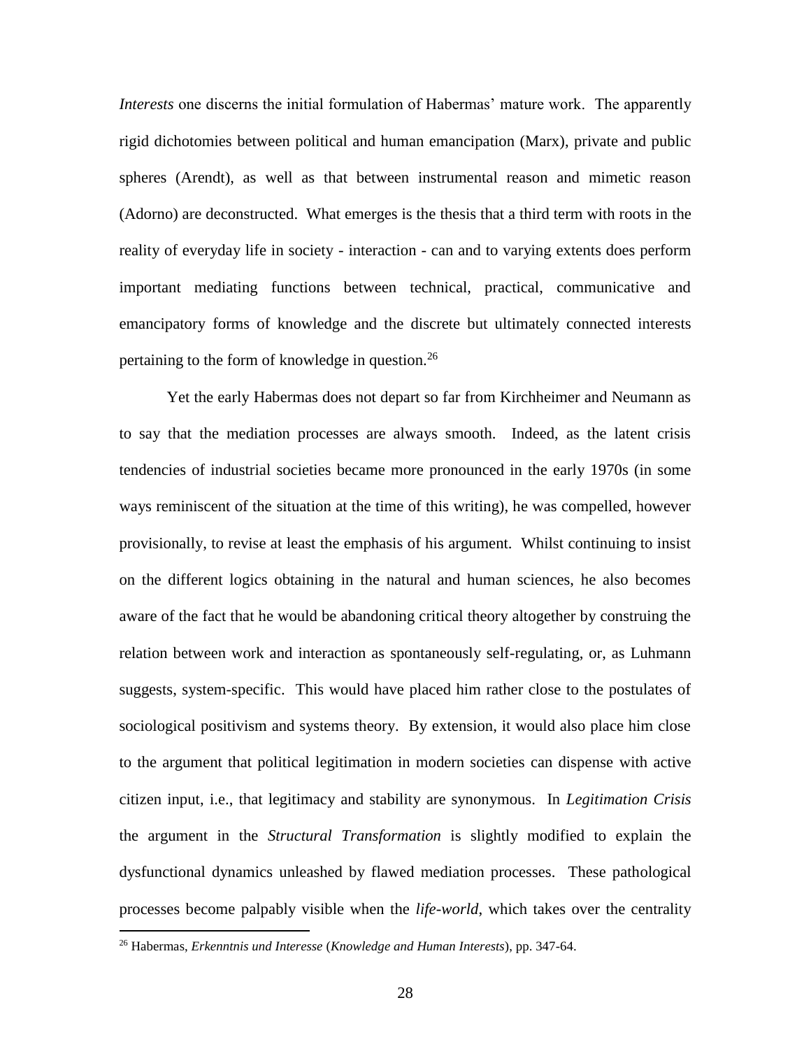*Interests* one discerns the initial formulation of Habermas' mature work. The apparently rigid dichotomies between political and human emancipation (Marx), private and public spheres (Arendt), as well as that between instrumental reason and mimetic reason (Adorno) are deconstructed. What emerges is the thesis that a third term with roots in the reality of everyday life in society - interaction - can and to varying extents does perform important mediating functions between technical, practical, communicative and emancipatory forms of knowledge and the discrete but ultimately connected interests pertaining to the form of knowledge in question.[26]

Yet the early Habermas does not depart so far from Kirchheimer and Neumann as to say that the mediation processes are always smooth. Indeed, as the latent crisis tendencies of industrial societies became more pronounced in the early 1970s (in some ways reminiscent of the situation at the time of this writing), he was compelled, however provisionally, to revise at least the emphasis of his argument. Whilst continuing to insist on the different logics obtaining in the natural and human sciences, he also becomes aware of the fact that he would be abandoning critical theory altogether by construing the relation between work and interaction as spontaneously self-regulating, or, as Luhmann suggests, system-specific. This would have placed him rather close to the postulates of sociological positivism and systems theory. By extension, it would also place him close to the argument that political legitimation in modern societies can dispense with active citizen input, i.e., that legitimacy and stability are synonymous. In *Legitimation Crisis* the argument in the *Structural Transformation* is slightly modified to explain the dysfunctional dynamics unleashed by flawed mediation processes. These pathological processes become palpably visible when the *life-world*, which takes over the centrality

[26] Habermas, *Erkenntnis und Interesse* (*Knowledge and Human Interests*), pp. 347-64.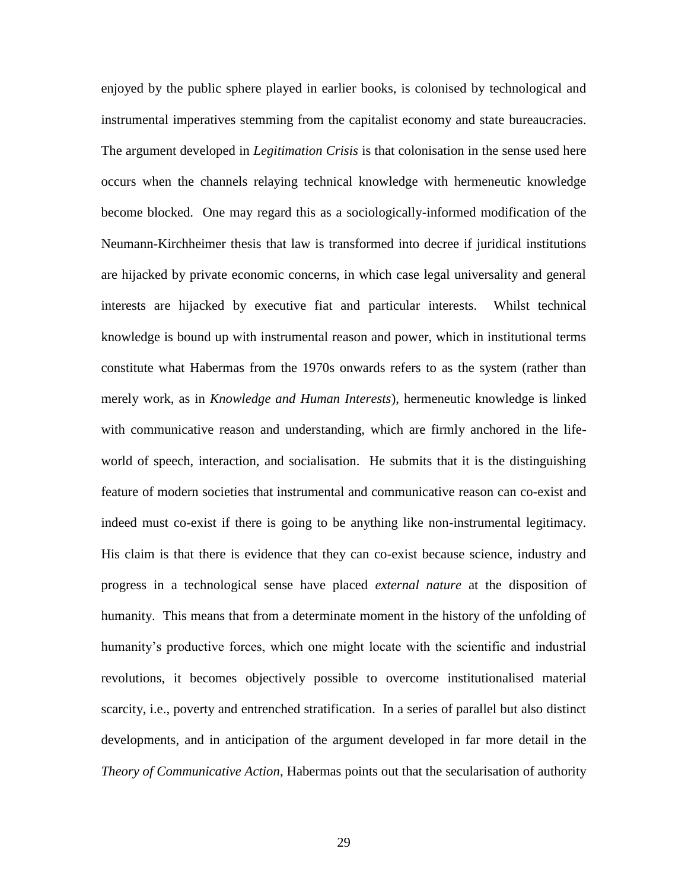enjoyed by the public sphere played in earlier books, is colonised by technological and instrumental imperatives stemming from the capitalist economy and state bureaucracies. The argument developed in *Legitimation Crisis* is that colonisation in the sense used here occurs when the channels relaying technical knowledge with hermeneutic knowledge become blocked. One may regard this as a sociologically-informed modification of the Neumann-Kirchheimer thesis that law is transformed into decree if juridical institutions are hijacked by private economic concerns, in which case legal universality and general interests are hijacked by executive fiat and particular interests. Whilst technical knowledge is bound up with instrumental reason and power, which in institutional terms constitute what Habermas from the 1970s onwards refers to as the system (rather than merely work, as in *Knowledge and Human Interests*), hermeneutic knowledge is linked with communicative reason and understanding, which are firmly anchored in the life-world of speech, interaction, and socialisation. He submits that it is the distinguishing feature of modern societies that instrumental and communicative reason can co-exist and indeed must co-exist if there is going to be anything like non-instrumental legitimacy. His claim is that there is evidence that they can co-exist because science, industry and progress in a technological sense have placed *external nature* at the disposition of humanity. This means that from a determinate moment in the history of the unfolding of humanity's productive forces, which one might locate with the scientific and industrial revolutions, it becomes objectively possible to overcome institutionalised material scarcity, i.e., poverty and entrenched stratification. In a series of parallel but also distinct developments, and in anticipation of the argument developed in far more detail in the *Theory of Communicative Action*, Habermas points out that the secularisation of authority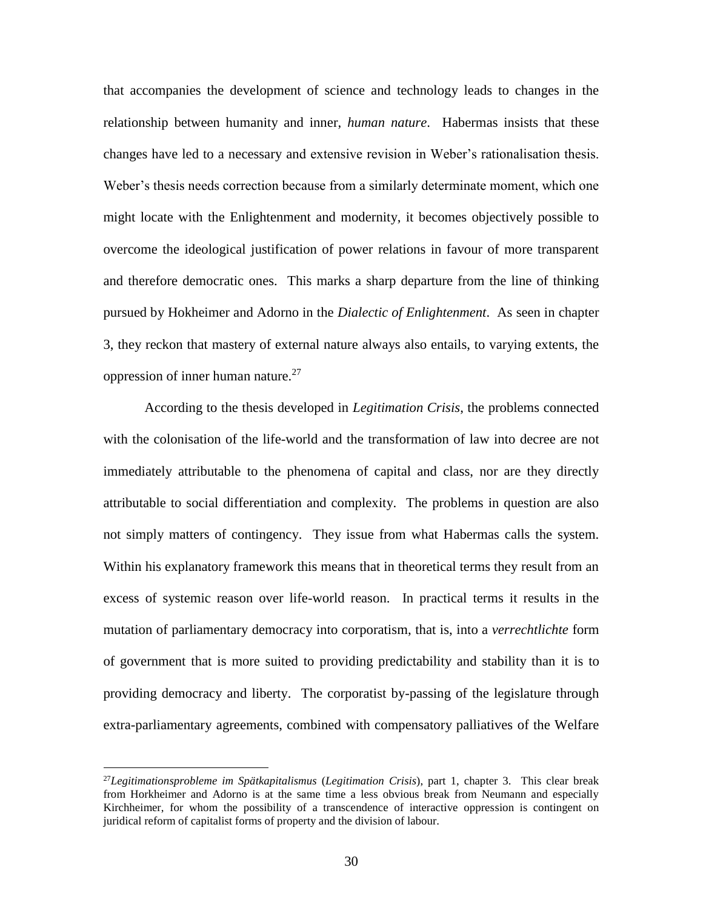that accompanies the development of science and technology leads to changes in the relationship between humanity and inner, *human nature*. Habermas insists that these changes have led to a necessary and extensive revision in Weber's rationalisation thesis. Weber's thesis needs correction because from a similarly determinate moment, which one might locate with the Enlightenment and modernity, it becomes objectively possible to overcome the ideological justification of power relations in favour of more transparent and therefore democratic ones. This marks a sharp departure from the line of thinking pursued by Hokheimer and Adorno in the *Dialectic of Enlightenment*. As seen in chapter 3, they reckon that mastery of external nature always also entails, to varying extents, the oppression of inner human nature.[27]

According to the thesis developed in *Legitimation Crisis*, the problems connected with the colonisation of the life-world and the transformation of law into decree are not immediately attributable to the phenomena of capital and class, nor are they directly attributable to social differentiation and complexity. The problems in question are also not simply matters of contingency. They issue from what Habermas calls the system. Within his explanatory framework this means that in theoretical terms they result from an excess of systemic reason over life-world reason. In practical terms it results in the mutation of parliamentary democracy into corporatism, that is, into a *verrechtlichte* form of government that is more suited to providing predictability and stability than it is to providing democracy and liberty. The corporatist by-passing of the legislature through extra-parliamentary agreements, combined with compensatory palliatives of the Welfare

---

[27] *Legitimationsprobleme im Spätkapitalismus* (*Legitimation Crisis*), part 1, chapter 3. This clear break from Horkheimer and Adorno is at the same time a less obvious break from Neumann and especially Kirchheimer, for whom the possibility of a transcendence of interactive oppression is contingent on juridical reform of capitalist forms of property and the division of labour.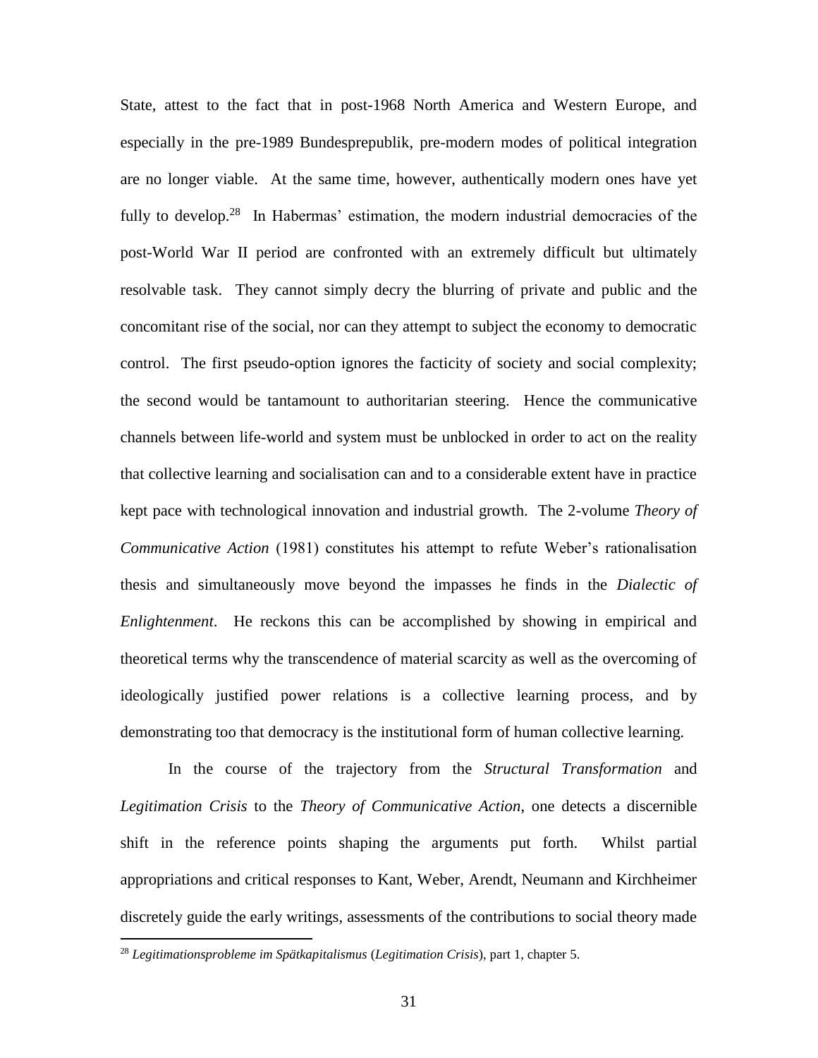State, attest to the fact that in post-1968 North America and Western Europe, and especially in the pre-1989 Bundesprepublik, pre-modern modes of political integration are no longer viable. At the same time, however, authentically modern ones have yet fully to develop.[28] In Habermas' estimation, the modern industrial democracies of the post-World War II period are confronted with an extremely difficult but ultimately resolvable task. They cannot simply decry the blurring of private and public and the concomitant rise of the social, nor can they attempt to subject the economy to democratic control. The first pseudo-option ignores the facticity of society and social complexity; the second would be tantamount to authoritarian steering. Hence the communicative channels between life-world and system must be unblocked in order to act on the reality that collective learning and socialisation can and to a considerable extent have in practice kept pace with technological innovation and industrial growth. The 2-volume *Theory of Communicative Action* (1981) constitutes his attempt to refute Weber's rationalisation thesis and simultaneously move beyond the impasses he finds in the *Dialectic of Enlightenment*. He reckons this can be accomplished by showing in empirical and theoretical terms why the transcendence of material scarcity as well as the overcoming of ideologically justified power relations is a collective learning process, and by demonstrating too that democracy is the institutional form of human collective learning.

In the course of the trajectory from the *Structural Transformation* and *Legitimation Crisis* to the *Theory of Communicative Action*, one detects a discernible shift in the reference points shaping the arguments put forth. Whilst partial appropriations and critical responses to Kant, Weber, Arendt, Neumann and Kirchheimer discretely guide the early writings, assessments of the contributions to social theory made

---

[28] *Legitimationsprobleme im Spätkapitalismus* (*Legitimation Crisis*), part 1, chapter 5.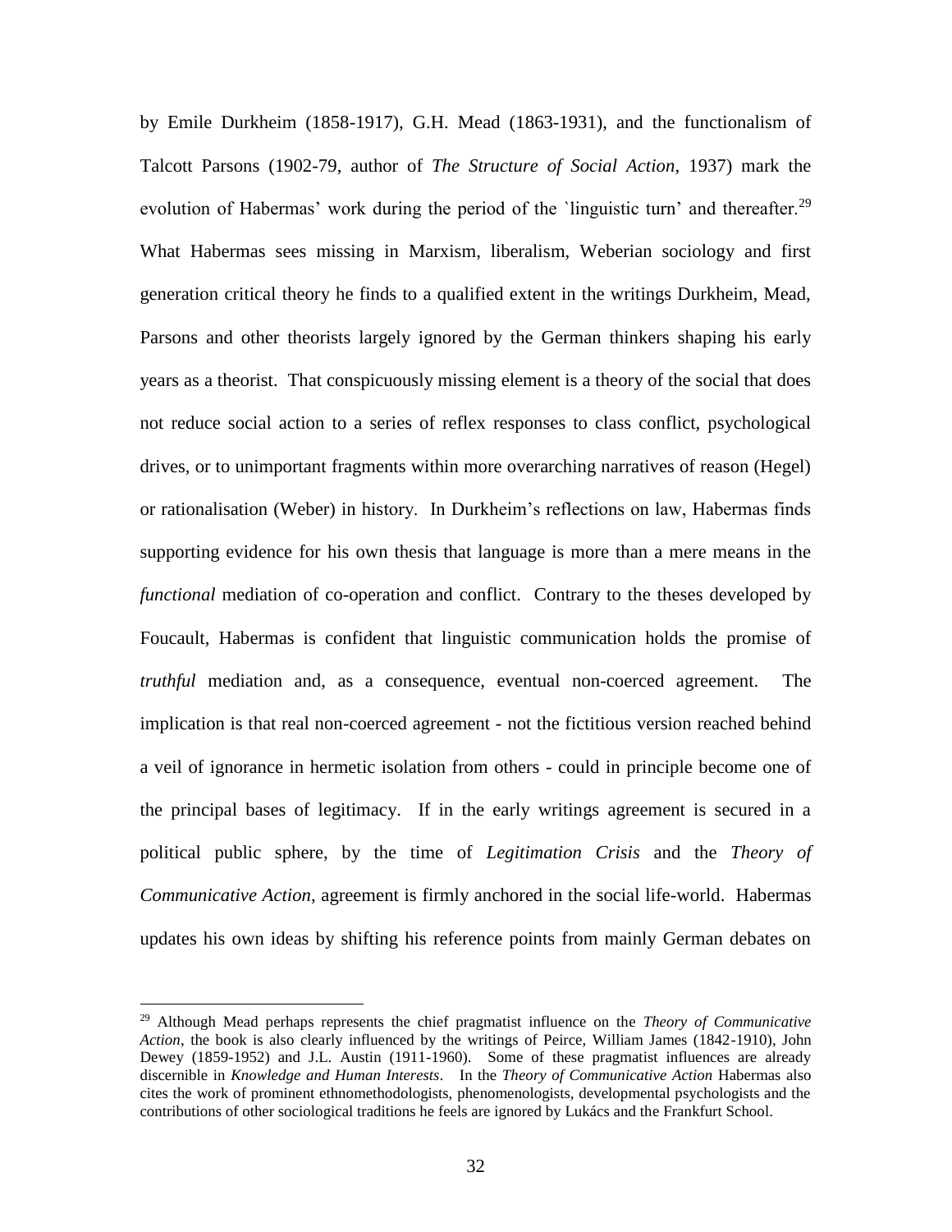by Emile Durkheim (1858-1917), G.H. Mead (1863-1931), and the functionalism of Talcott Parsons (1902-79, author of *The Structure of Social Action*, 1937) mark the evolution of Habermas' work during the period of the `linguistic turn' and thereafter.[29] What Habermas sees missing in Marxism, liberalism, Weberian sociology and first generation critical theory he finds to a qualified extent in the writings Durkheim, Mead, Parsons and other theorists largely ignored by the German thinkers shaping his early years as a theorist. That conspicuously missing element is a theory of the social that does not reduce social action to a series of reflex responses to class conflict, psychological drives, or to unimportant fragments within more overarching narratives of reason (Hegel) or rationalisation (Weber) in history. In Durkheim's reflections on law, Habermas finds supporting evidence for his own thesis that language is more than a mere means in the *functional* mediation of co-operation and conflict. Contrary to the theses developed by Foucault, Habermas is confident that linguistic communication holds the promise of *truthful* mediation and, as a consequence, eventual non-coerced agreement. The implication is that real non-coerced agreement - not the fictitious version reached behind a veil of ignorance in hermetic isolation from others - could in principle become one of the principal bases of legitimacy. If in the early writings agreement is secured in a political public sphere, by the time of *Legitimation Crisis* and the *Theory of Communicative Action*, agreement is firmly anchored in the social life-world. Habermas updates his own ideas by shifting his reference points from mainly German debates on

---

[29] Although Mead perhaps represents the chief pragmatist influence on the *Theory of Communicative Action*, the book is also clearly influenced by the writings of Peirce, William James (1842-1910), John Dewey (1859-1952) and J.L. Austin (1911-1960). Some of these pragmatist influences are already discernible in *Knowledge and Human Interests*. In the *Theory of Communicative Action* Habermas also cites the work of prominent ethnomethodologists, phenomenologists, developmental psychologists and the contributions of other sociological traditions he feels are ignored by Lukács and the Frankfurt School.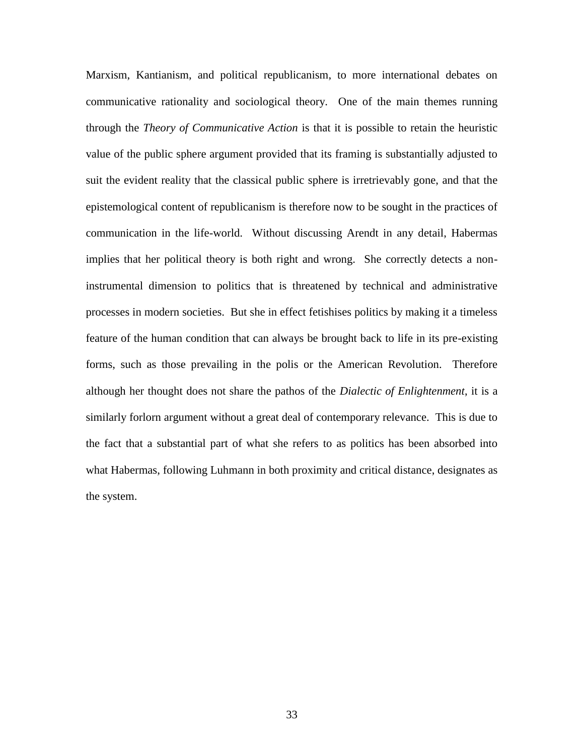Marxism, Kantianism, and political republicanism, to more international debates on communicative rationality and sociological theory. One of the main themes running through the *Theory of Communicative Action* is that it is possible to retain the heuristic value of the public sphere argument provided that its framing is substantially adjusted to suit the evident reality that the classical public sphere is irretrievably gone, and that the epistemological content of republicanism is therefore now to be sought in the practices of communication in the life-world. Without discussing Arendt in any detail, Habermas implies that her political theory is both right and wrong. She correctly detects a non-instrumental dimension to politics that is threatened by technical and administrative processes in modern societies. But she in effect fetishises politics by making it a timeless feature of the human condition that can always be brought back to life in its pre-existing forms, such as those prevailing in the polis or the American Revolution. Therefore although her thought does not share the pathos of the *Dialectic of Enlightenment*, it is a similarly forlorn argument without a great deal of contemporary relevance. This is due to the fact that a substantial part of what she refers to as politics has been absorbed into what Habermas, following Luhmann in both proximity and critical distance, designates as the system.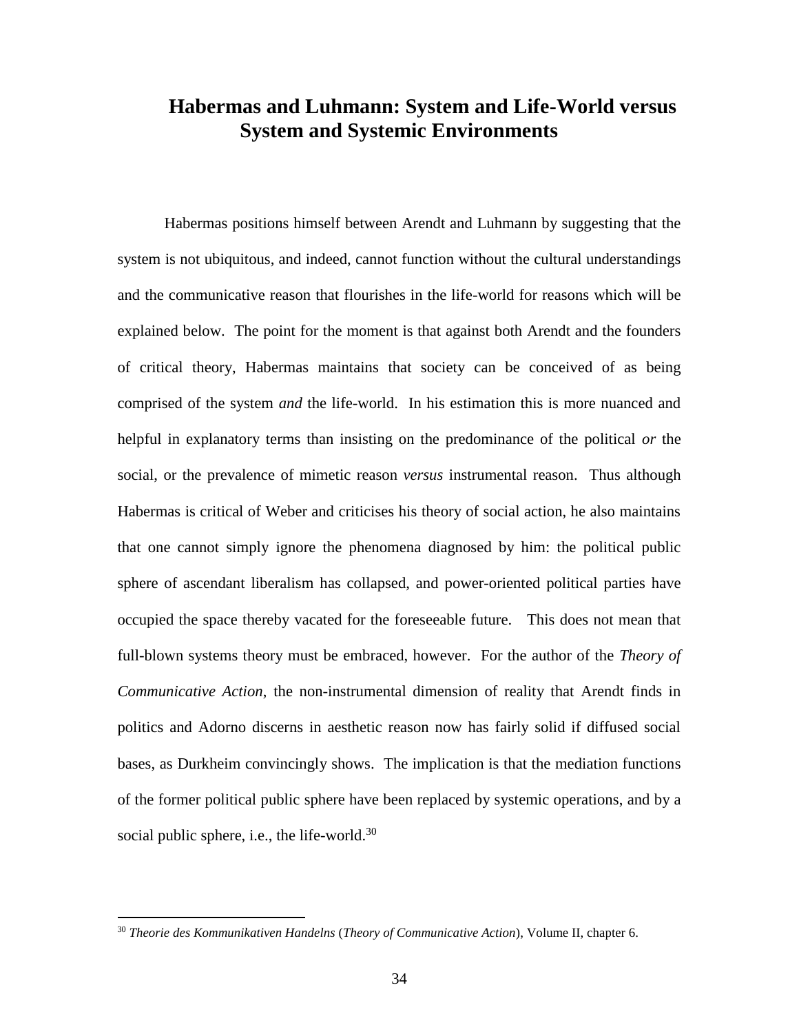## Habermas and Luhmann: System and Life-World versus System and Systemic Environments

Habermas positions himself between Arendt and Luhmann by suggesting that the system is not ubiquitous, and indeed, cannot function without the cultural understandings and the communicative reason that flourishes in the life-world for reasons which will be explained below. The point for the moment is that against both Arendt and the founders of critical theory, Habermas maintains that society can be conceived of as being comprised of the system *and* the life-world. In his estimation this is more nuanced and helpful in explanatory terms than insisting on the predominance of the political *or* the social, or the prevalence of mimetic reason *versus* instrumental reason. Thus although Habermas is critical of Weber and criticises his theory of social action, he also maintains that one cannot simply ignore the phenomena diagnosed by him: the political public sphere of ascendant liberalism has collapsed, and power-oriented political parties have occupied the space thereby vacated for the foreseeable future. This does not mean that full-blown systems theory must be embraced, however. For the author of the *Theory of Communicative Action*, the non-instrumental dimension of reality that Arendt finds in politics and Adorno discerns in aesthetic reason now has fairly solid if diffused social bases, as Durkheim convincingly shows. The implication is that the mediation functions of the former political public sphere have been replaced by systemic operations, and by a social public sphere, i.e., the life-world.[30]

---

[30] *Theorie des Kommunikativen Handelns* (*Theory of Communicative Action*), Volume II, chapter 6.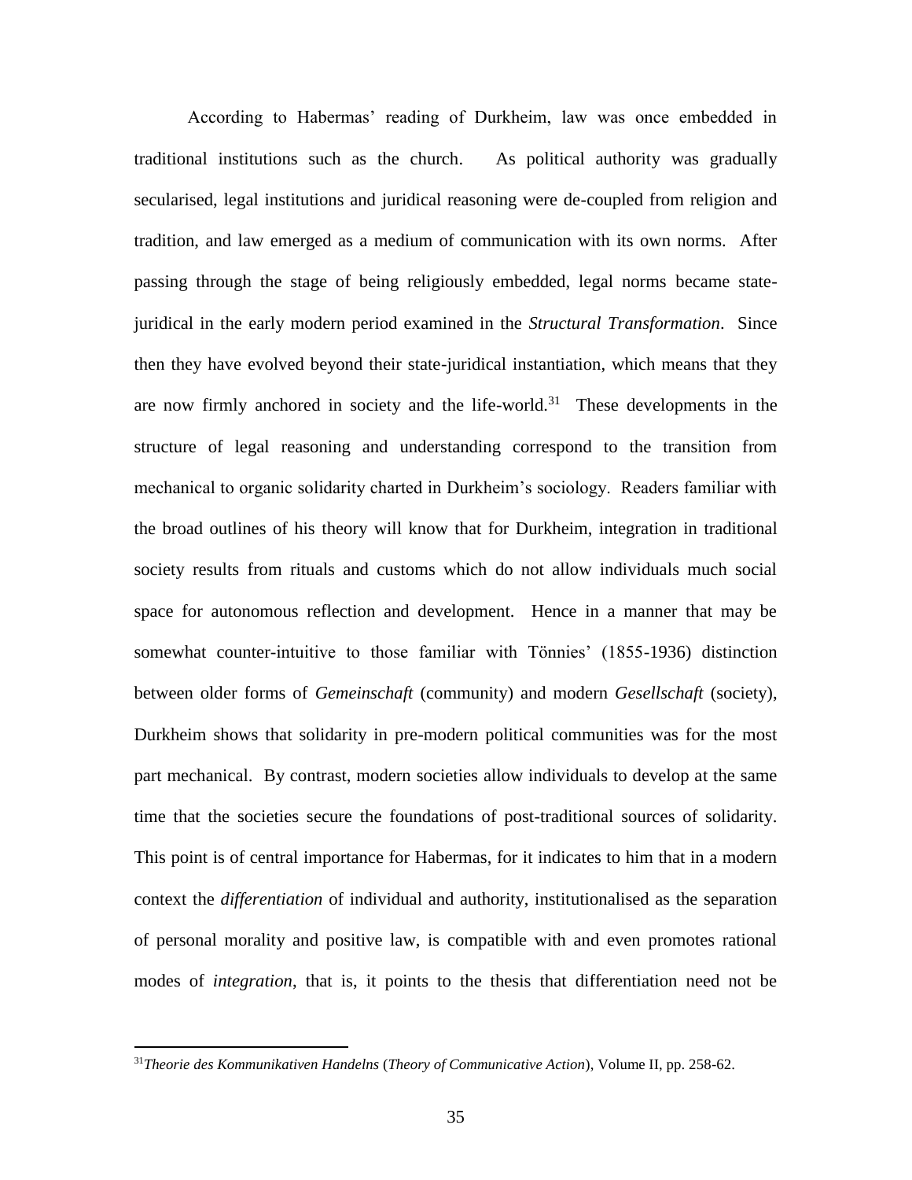According to Habermas' reading of Durkheim, law was once embedded in traditional institutions such as the church. As political authority was gradually secularised, legal institutions and juridical reasoning were de-coupled from religion and tradition, and law emerged as a medium of communication with its own norms. After passing through the stage of being religiously embedded, legal norms became state-juridical in the early modern period examined in the *Structural Transformation*. Since then they have evolved beyond their state-juridical instantiation, which means that they are now firmly anchored in society and the life-world.[31] These developments in the structure of legal reasoning and understanding correspond to the transition from mechanical to organic solidarity charted in Durkheim's sociology. Readers familiar with the broad outlines of his theory will know that for Durkheim, integration in traditional society results from rituals and customs which do not allow individuals much social space for autonomous reflection and development. Hence in a manner that may be somewhat counter-intuitive to those familiar with Tönnies' (1855-1936) distinction between older forms of *Gemeinschaft* (community) and modern *Gesellschaft* (society), Durkheim shows that solidarity in pre-modern political communities was for the most part mechanical. By contrast, modern societies allow individuals to develop at the same time that the societies secure the foundations of post-traditional sources of solidarity. This point is of central importance for Habermas, for it indicates to him that in a modern context the *differentiation* of individual and authority, institutionalised as the separation of personal morality and positive law, is compatible with and even promotes rational modes of *integration*, that is, it points to the thesis that differentiation need not be

---

[31] *Theorie des Kommunikativen Handelns* (*Theory of Communicative Action*), Volume II, pp. 258-62.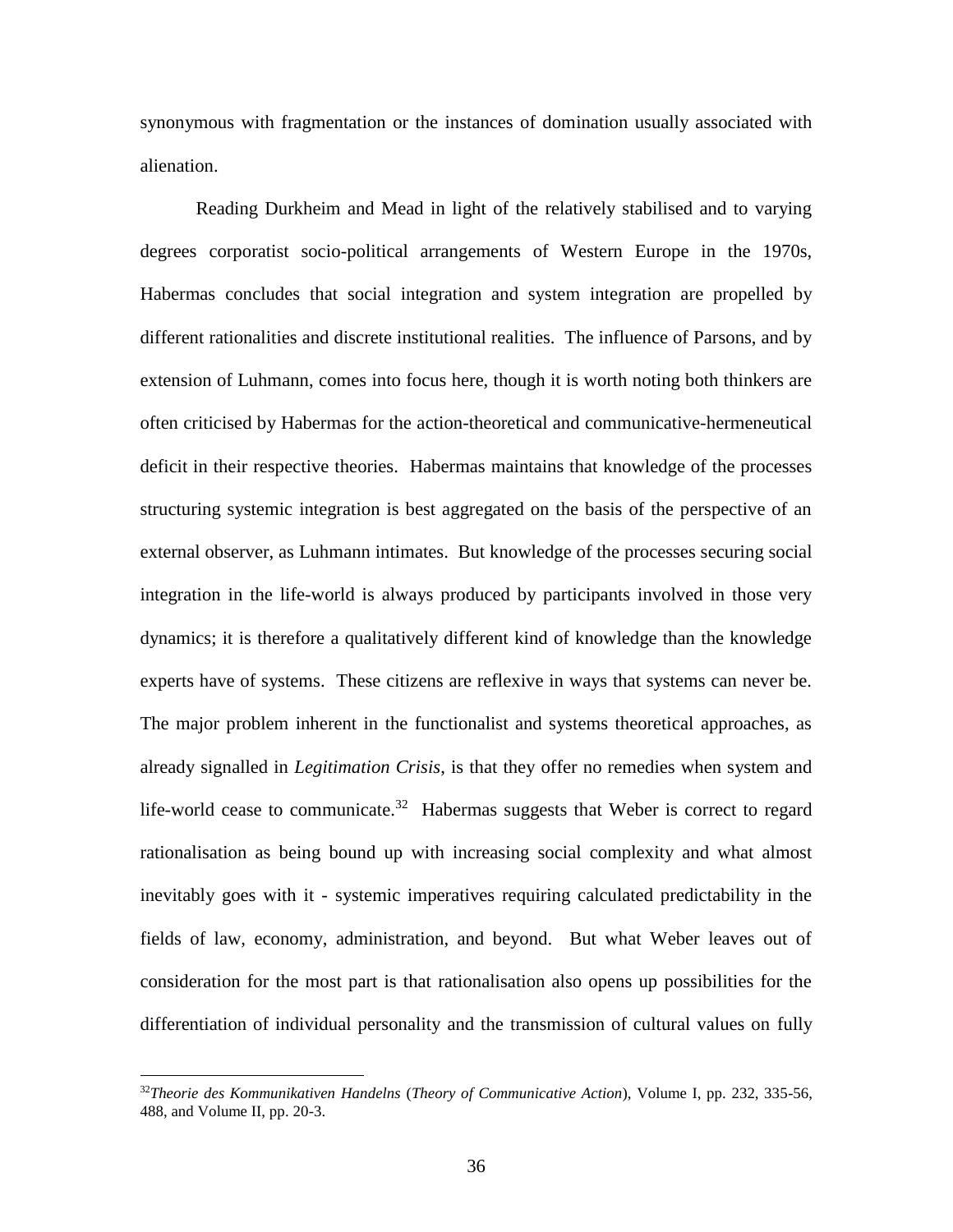synonymous with fragmentation or the instances of domination usually associated with alienation.

Reading Durkheim and Mead in light of the relatively stabilised and to varying degrees corporatist socio-political arrangements of Western Europe in the 1970s, Habermas concludes that social integration and system integration are propelled by different rationalities and discrete institutional realities. The influence of Parsons, and by extension of Luhmann, comes into focus here, though it is worth noting both thinkers are often criticised by Habermas for the action-theoretical and communicative-hermeneutical deficit in their respective theories. Habermas maintains that knowledge of the processes structuring systemic integration is best aggregated on the basis of the perspective of an external observer, as Luhmann intimates. But knowledge of the processes securing social integration in the life-world is always produced by participants involved in those very dynamics; it is therefore a qualitatively different kind of knowledge than the knowledge experts have of systems. These citizens are reflexive in ways that systems can never be. The major problem inherent in the functionalist and systems theoretical approaches, as already signalled in *Legitimation Crisis*, is that they offer no remedies when system and life-world cease to communicate.[32] Habermas suggests that Weber is correct to regard rationalisation as being bound up with increasing social complexity and what almost inevitably goes with it - systemic imperatives requiring calculated predictability in the fields of law, economy, administration, and beyond. But what Weber leaves out of consideration for the most part is that rationalisation also opens up possibilities for the differentiation of individual personality and the transmission of cultural values on fully

[32]*Theorie des Kommunikativen Handelns* (*Theory of Communicative Action*), Volume I, pp. 232, 335-56, 488, and Volume II, pp. 20-3.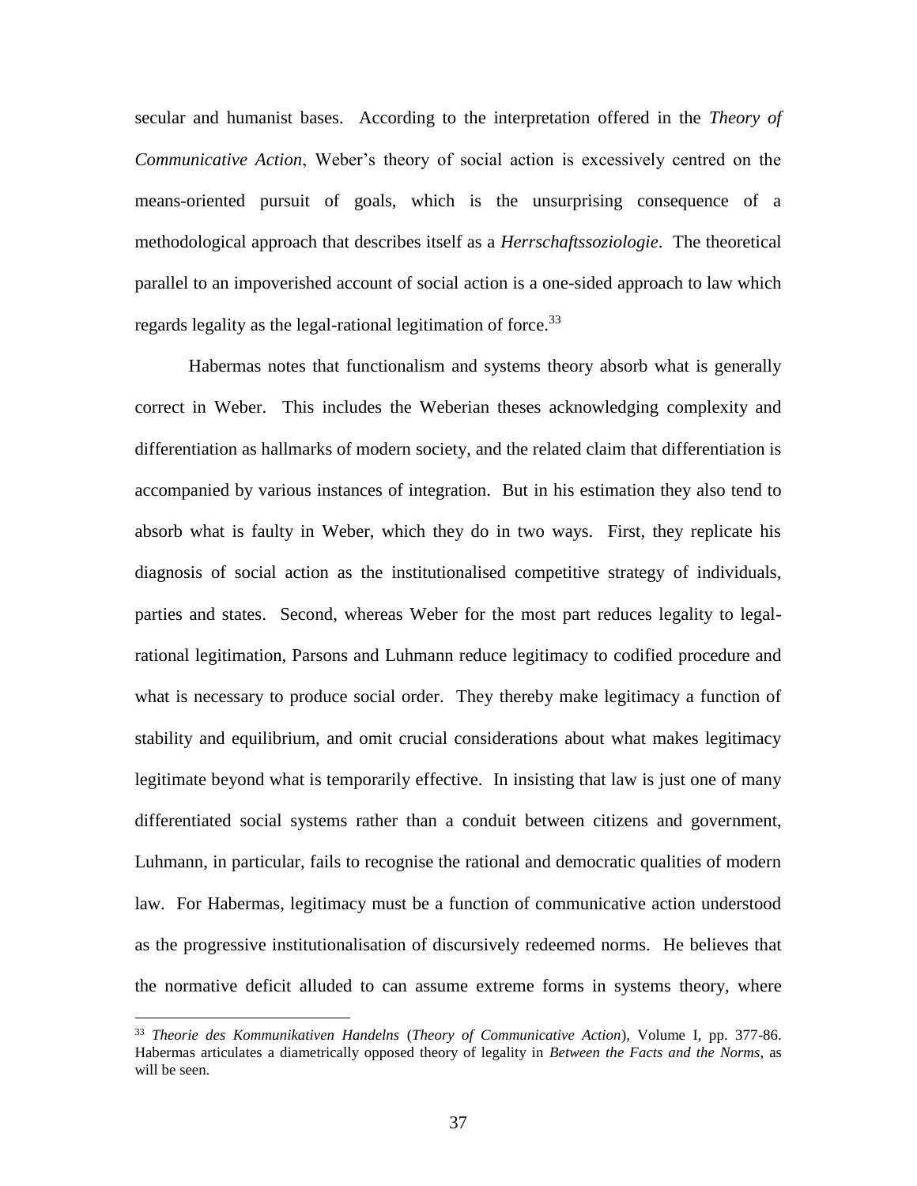secular and humanist bases. According to the interpretation offered in the *Theory of Communicative Action*, Weber's theory of social action is excessively centred on the means-oriented pursuit of goals, which is the unsurprising consequence of a methodological approach that describes itself as a *Herrschaftssoziologie*. The theoretical parallel to an impoverished account of social action is a one-sided approach to law which regards legality as the legal-rational legitimation of force.[33]

Habermas notes that functionalism and systems theory absorb what is generally correct in Weber. This includes the Weberian theses acknowledging complexity and differentiation as hallmarks of modern society, and the related claim that differentiation is accompanied by various instances of integration. But in his estimation they also tend to absorb what is faulty in Weber, which they do in two ways. First, they replicate his diagnosis of social action as the institutionalised competitive strategy of individuals, parties and states. Second, whereas Weber for the most part reduces legality to legal-rational legitimation, Parsons and Luhmann reduce legitimacy to codified procedure and what is necessary to produce social order. They thereby make legitimacy a function of stability and equilibrium, and omit crucial considerations about what makes legitimacy legitimate beyond what is temporarily effective. In insisting that law is just one of many differentiated social systems rather than a conduit between citizens and government, Luhmann, in particular, fails to recognise the rational and democratic qualities of modern law. For Habermas, legitimacy must be a function of communicative action understood as the progressive institutionalisation of discursively redeemed norms. He believes that the normative deficit alluded to can assume extreme forms in systems theory, where

---

[33] *Theorie des Kommunikativen Handelns* (*Theory of Communicative Action*), Volume I, pp. 377-86. Habermas articulates a diametrically opposed theory of legality in *Between the Facts and the Norms*, as will be seen.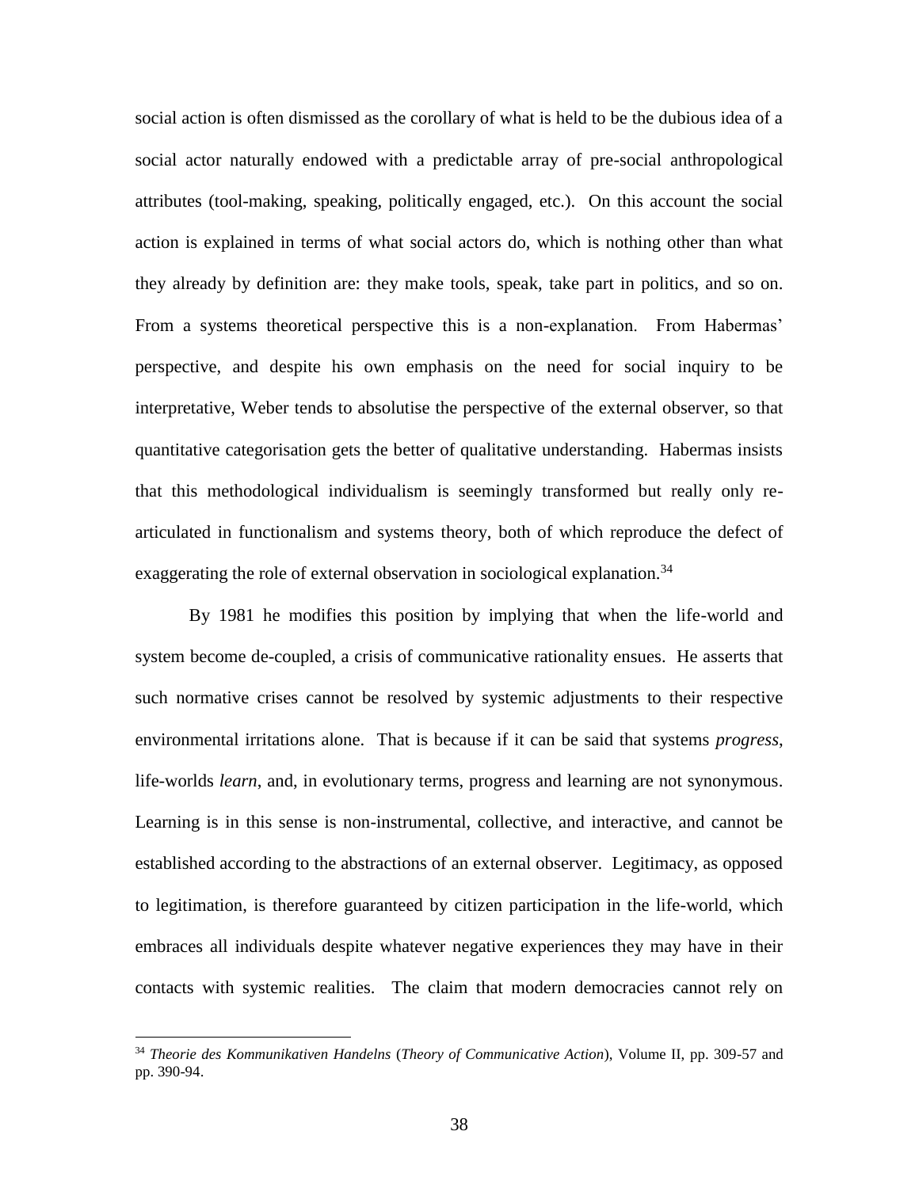social action is often dismissed as the corollary of what is held to be the dubious idea of a social actor naturally endowed with a predictable array of pre-social anthropological attributes (tool-making, speaking, politically engaged, etc.). On this account the social action is explained in terms of what social actors do, which is nothing other than what they already by definition are: they make tools, speak, take part in politics, and so on. From a systems theoretical perspective this is a non-explanation. From Habermas' perspective, and despite his own emphasis on the need for social inquiry to be interpretative, Weber tends to absolutise the perspective of the external observer, so that quantitative categorisation gets the better of qualitative understanding. Habermas insists that this methodological individualism is seemingly transformed but really only re-articulated in functionalism and systems theory, both of which reproduce the defect of exaggerating the role of external observation in sociological explanation.[34]

By 1981 he modifies this position by implying that when the life-world and system become de-coupled, a crisis of communicative rationality ensues. He asserts that such normative crises cannot be resolved by systemic adjustments to their respective environmental irritations alone. That is because if it can be said that systems *progress*, life-worlds *learn*, and, in evolutionary terms, progress and learning are not synonymous. Learning is in this sense is non-instrumental, collective, and interactive, and cannot be established according to the abstractions of an external observer. Legitimacy, as opposed to legitimation, is therefore guaranteed by citizen participation in the life-world, which embraces all individuals despite whatever negative experiences they may have in their contacts with systemic realities. The claim that modern democracies cannot rely on

[34] *Theorie des Kommunikativen Handelns* (*Theory of Communicative Action*), Volume II, pp. 309-57 and pp. 390-94.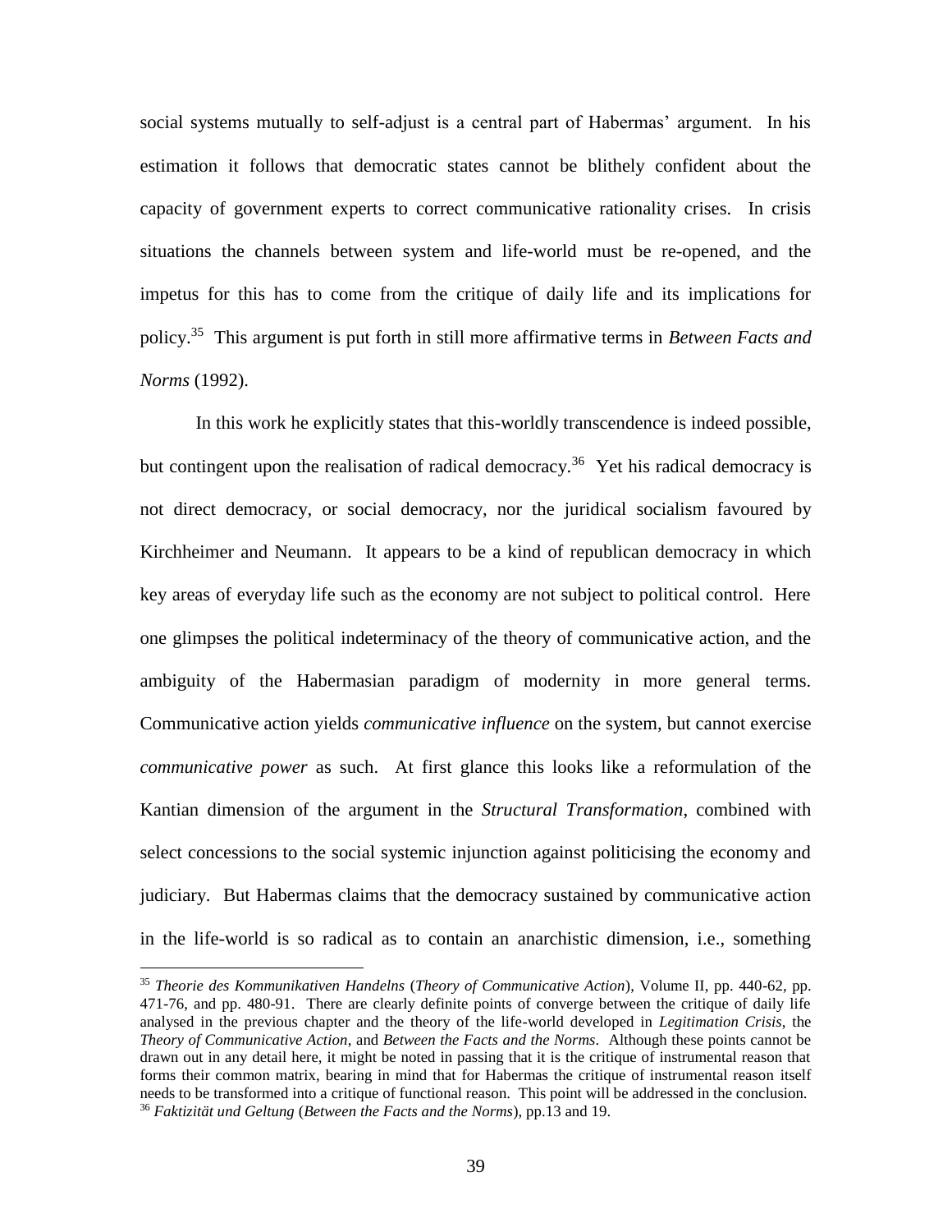social systems mutually to self-adjust is a central part of Habermas' argument. In his estimation it follows that democratic states cannot be blithely confident about the capacity of government experts to correct communicative rationality crises. In crisis situations the channels between system and life-world must be re-opened, and the impetus for this has to come from the critique of daily life and its implications for policy.[35] This argument is put forth in still more affirmative terms in *Between Facts and Norms* (1992).

In this work he explicitly states that this-worldly transcendence is indeed possible, but contingent upon the realisation of radical democracy.[36] Yet his radical democracy is not direct democracy, or social democracy, nor the juridical socialism favoured by Kirchheimer and Neumann. It appears to be a kind of republican democracy in which key areas of everyday life such as the economy are not subject to political control. Here one glimpses the political indeterminacy of the theory of communicative action, and the ambiguity of the Habermasian paradigm of modernity in more general terms. Communicative action yields *communicative influence* on the system, but cannot exercise *communicative power* as such. At first glance this looks like a reformulation of the Kantian dimension of the argument in the *Structural Transformation*, combined with select concessions to the social systemic injunction against politicising the economy and judiciary. But Habermas claims that the democracy sustained by communicative action in the life-world is so radical as to contain an anarchistic dimension, i.e., something

---

[35] *Theorie des Kommunikativen Handelns* (*Theory of Communicative Action*), Volume II, pp. 440-62, pp. 471-76, and pp. 480-91. There are clearly definite points of converge between the critique of daily life analysed in the previous chapter and the theory of the life-world developed in *Legitimation Crisis*, the *Theory of Communicative Action*, and *Between the Facts and the Norms*. Although these points cannot be drawn out in any detail here, it might be noted in passing that it is the critique of instrumental reason that forms their common matrix, bearing in mind that for Habermas the critique of instrumental reason itself needs to be transformed into a critique of functional reason. This point will be addressed in the conclusion.

[36] *Faktizität und Geltung* (*Between the Facts and the Norms*), pp.13 and 19.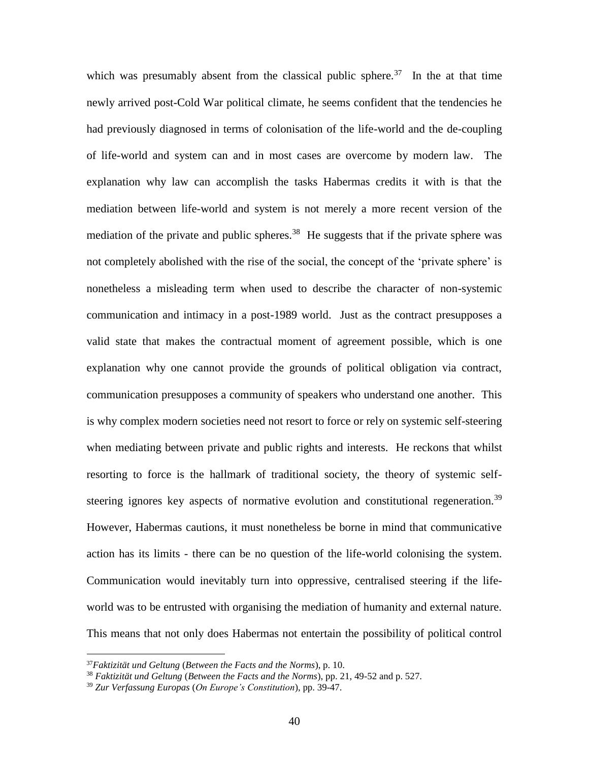which was presumably absent from the classical public sphere.[37] In the at that time newly arrived post-Cold War political climate, he seems confident that the tendencies he had previously diagnosed in terms of colonisation of the life-world and the de-coupling of life-world and system can and in most cases are overcome by modern law. The explanation why law can accomplish the tasks Habermas credits it with is that the mediation between life-world and system is not merely a more recent version of the mediation of the private and public spheres.[38] He suggests that if the private sphere was not completely abolished with the rise of the social, the concept of the 'private sphere' is nonetheless a misleading term when used to describe the character of non-systemic communication and intimacy in a post-1989 world. Just as the contract presupposes a valid state that makes the contractual moment of agreement possible, which is one explanation why one cannot provide the grounds of political obligation via contract, communication presupposes a community of speakers who understand one another. This is why complex modern societies need not resort to force or rely on systemic self-steering when mediating between private and public rights and interests. He reckons that whilst resorting to force is the hallmark of traditional society, the theory of systemic self-steering ignores key aspects of normative evolution and constitutional regeneration.[39] However, Habermas cautions, it must nonetheless be borne in mind that communicative action has its limits - there can be no question of the life-world colonising the system. Communication would inevitably turn into oppressive, centralised steering if the life-world was to be entrusted with organising the mediation of humanity and external nature. This means that not only does Habermas not entertain the possibility of political control

---

[37] *Faktizität und Geltung* (*Between the Facts and the Norms*), p. 10.

[38] *Faktizität und Geltung* (*Between the Facts and the Norms*), pp. 21, 49-52 and p. 527.

[39] *Zur Verfassung Europas* (*On Europe's Constitution*), pp. 39-47.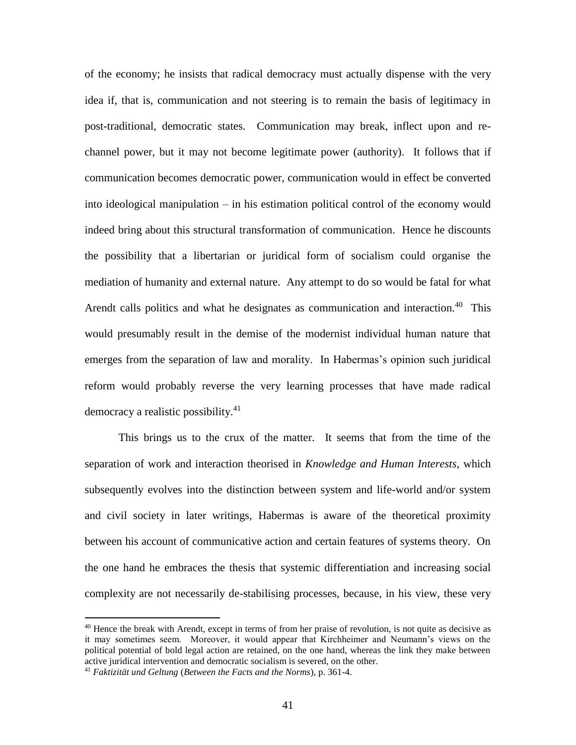of the economy; he insists that radical democracy must actually dispense with the very idea if, that is, communication and not steering is to remain the basis of legitimacy in post-traditional, democratic states. Communication may break, inflect upon and re-channel power, but it may not become legitimate power (authority). It follows that if communication becomes democratic power, communication would in effect be converted into ideological manipulation – in his estimation political control of the economy would indeed bring about this structural transformation of communication. Hence he discounts the possibility that a libertarian or juridical form of socialism could organise the mediation of humanity and external nature. Any attempt to do so would be fatal for what Arendt calls politics and what he designates as communication and interaction.[40] This would presumably result in the demise of the modernist individual human nature that emerges from the separation of law and morality. In Habermas's opinion such juridical reform would probably reverse the very learning processes that have made radical democracy a realistic possibility.[41]

This brings us to the crux of the matter. It seems that from the time of the separation of work and interaction theorised in *Knowledge and Human Interests*, which subsequently evolves into the distinction between system and life-world and/or system and civil society in later writings, Habermas is aware of the theoretical proximity between his account of communicative action and certain features of systems theory. On the one hand he embraces the thesis that systemic differentiation and increasing social complexity are not necessarily de-stabilising processes, because, in his view, these very

---

[40] Hence the break with Arendt, except in terms of from her praise of revolution, is not quite as decisive as it may sometimes seem. Moreover, it would appear that Kirchheimer and Neumann's views on the political potential of bold legal action are retained, on the one hand, whereas the link they make between active juridical intervention and democratic socialism is severed, on the other.

[41] *Faktizität und Geltung* (*Between the Facts and the Norms*), p. 361-4.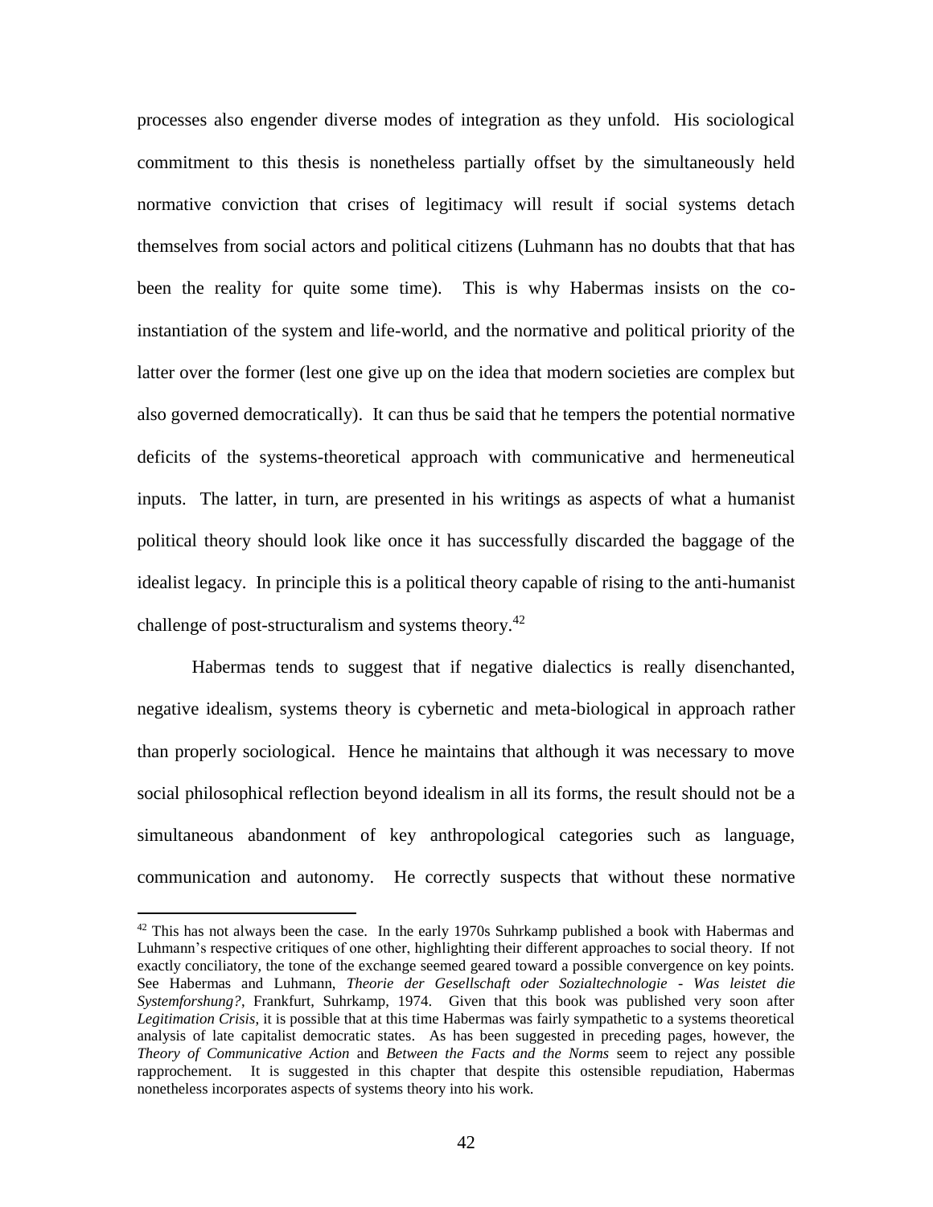processes also engender diverse modes of integration as they unfold. His sociological commitment to this thesis is nonetheless partially offset by the simultaneously held normative conviction that crises of legitimacy will result if social systems detach themselves from social actors and political citizens (Luhmann has no doubts that that has been the reality for quite some time). This is why Habermas insists on the co-instantiation of the system and life-world, and the normative and political priority of the latter over the former (lest one give up on the idea that modern societies are complex but also governed democratically). It can thus be said that he tempers the potential normative deficits of the systems-theoretical approach with communicative and hermeneutical inputs. The latter, in turn, are presented in his writings as aspects of what a humanist political theory should look like once it has successfully discarded the baggage of the idealist legacy. In principle this is a political theory capable of rising to the anti-humanist challenge of post-structuralism and systems theory.[42]

Habermas tends to suggest that if negative dialectics is really disenchanted, negative idealism, systems theory is cybernetic and meta-biological in approach rather than properly sociological. Hence he maintains that although it was necessary to move social philosophical reflection beyond idealism in all its forms, the result should not be a simultaneous abandonment of key anthropological categories such as language, communication and autonomy. He correctly suspects that without these normative

[42] This has not always been the case. In the early 1970s Suhrkamp published a book with Habermas and Luhmann's respective critiques of one other, highlighting their different approaches to social theory. If not exactly conciliatory, the tone of the exchange seemed geared toward a possible convergence on key points. See Habermas and Luhmann, *Theorie der Gesellschaft oder Sozialtechnologie - Was leistet die Systemforshung?*, Frankfurt, Suhrkamp, 1974. Given that this book was published very soon after *Legitimation Crisis*, it is possible that at this time Habermas was fairly sympathetic to a systems theoretical analysis of late capitalist democratic states. As has been suggested in preceding pages, however, the *Theory of Communicative Action* and *Between the Facts and the Norms* seem to reject any possible rapprochement. It is suggested in this chapter that despite this ostensible repudiation, Habermas nonetheless incorporates aspects of systems theory into his work.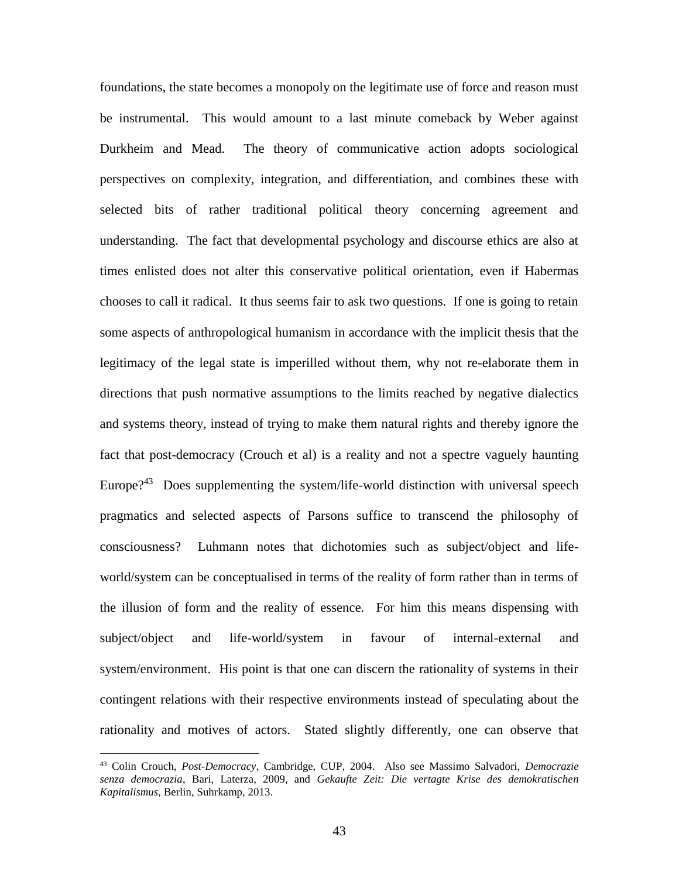foundations, the state becomes a monopoly on the legitimate use of force and reason must be instrumental. This would amount to a last minute comeback by Weber against Durkheim and Mead. The theory of communicative action adopts sociological perspectives on complexity, integration, and differentiation, and combines these with selected bits of rather traditional political theory concerning agreement and understanding. The fact that developmental psychology and discourse ethics are also at times enlisted does not alter this conservative political orientation, even if Habermas chooses to call it radical. It thus seems fair to ask two questions. If one is going to retain some aspects of anthropological humanism in accordance with the implicit thesis that the legitimacy of the legal state is imperilled without them, why not re-elaborate them in directions that push normative assumptions to the limits reached by negative dialectics and systems theory, instead of trying to make them natural rights and thereby ignore the fact that post-democracy (Crouch et al) is a reality and not a spectre vaguely haunting Europe?[43] Does supplementing the system/life-world distinction with universal speech pragmatics and selected aspects of Parsons suffice to transcend the philosophy of consciousness? Luhmann notes that dichotomies such as subject/object and life-world/system can be conceptualised in terms of the reality of form rather than in terms of the illusion of form and the reality of essence. For him this means dispensing with subject/object and life-world/system in favour of internal-external and system/environment. His point is that one can discern the rationality of systems in their contingent relations with their respective environments instead of speculating about the rationality and motives of actors. Stated slightly differently, one can observe that

---

[43] Colin Crouch, *Post-Democracy*, Cambridge, CUP, 2004. Also see Massimo Salvadori, *Democrazie senza democrazia*, Bari, Laterza, 2009, and *Gekaufte Zeit: Die vertagte Krise des demokratischen Kapitalismus*, Berlin, Suhrkamp, 2013.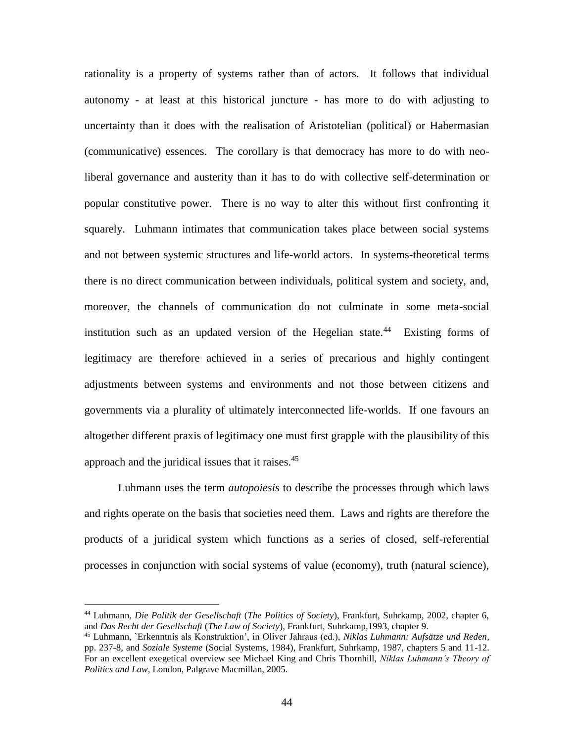rationality is a property of systems rather than of actors. It follows that individual autonomy - at least at this historical juncture - has more to do with adjusting to uncertainty than it does with the realisation of Aristotelian (political) or Habermasian (communicative) essences. The corollary is that democracy has more to do with neo-liberal governance and austerity than it has to do with collective self-determination or popular constitutive power. There is no way to alter this without first confronting it squarely. Luhmann intimates that communication takes place between social systems and not between systemic structures and life-world actors. In systems-theoretical terms there is no direct communication between individuals, political system and society, and, moreover, the channels of communication do not culminate in some meta-social institution such as an updated version of the Hegelian state.[44] Existing forms of legitimacy are therefore achieved in a series of precarious and highly contingent adjustments between systems and environments and not those between citizens and governments via a plurality of ultimately interconnected life-worlds. If one favours an altogether different praxis of legitimacy one must first grapple with the plausibility of this approach and the juridical issues that it raises.[45]

Luhmann uses the term *autopoiesis* to describe the processes through which laws and rights operate on the basis that societies need them. Laws and rights are therefore the products of a juridical system which functions as a series of closed, self-referential processes in conjunction with social systems of value (economy), truth (natural science),

---

[44] Luhmann, *Die Politik der Gesellschaft* (*The Politics of Society*), Frankfurt, Suhrkamp, 2002, chapter 6, and *Das Recht der Gesellschaft* (*The Law of Society*), Frankfurt, Suhrkamp,1993, chapter 9.

[45] Luhmann, `Erkenntnis als Konstruktion', in Oliver Jahraus (ed.), *Niklas Luhmann: Aufsätze und Reden*, pp. 237-8, and *Soziale Systeme* (Social Systems, 1984), Frankfurt, Suhrkamp, 1987, chapters 5 and 11-12. For an excellent exegetical overview see Michael King and Chris Thornhill, *Niklas Luhmann's Theory of Politics and Law*, London, Palgrave Macmillan, 2005.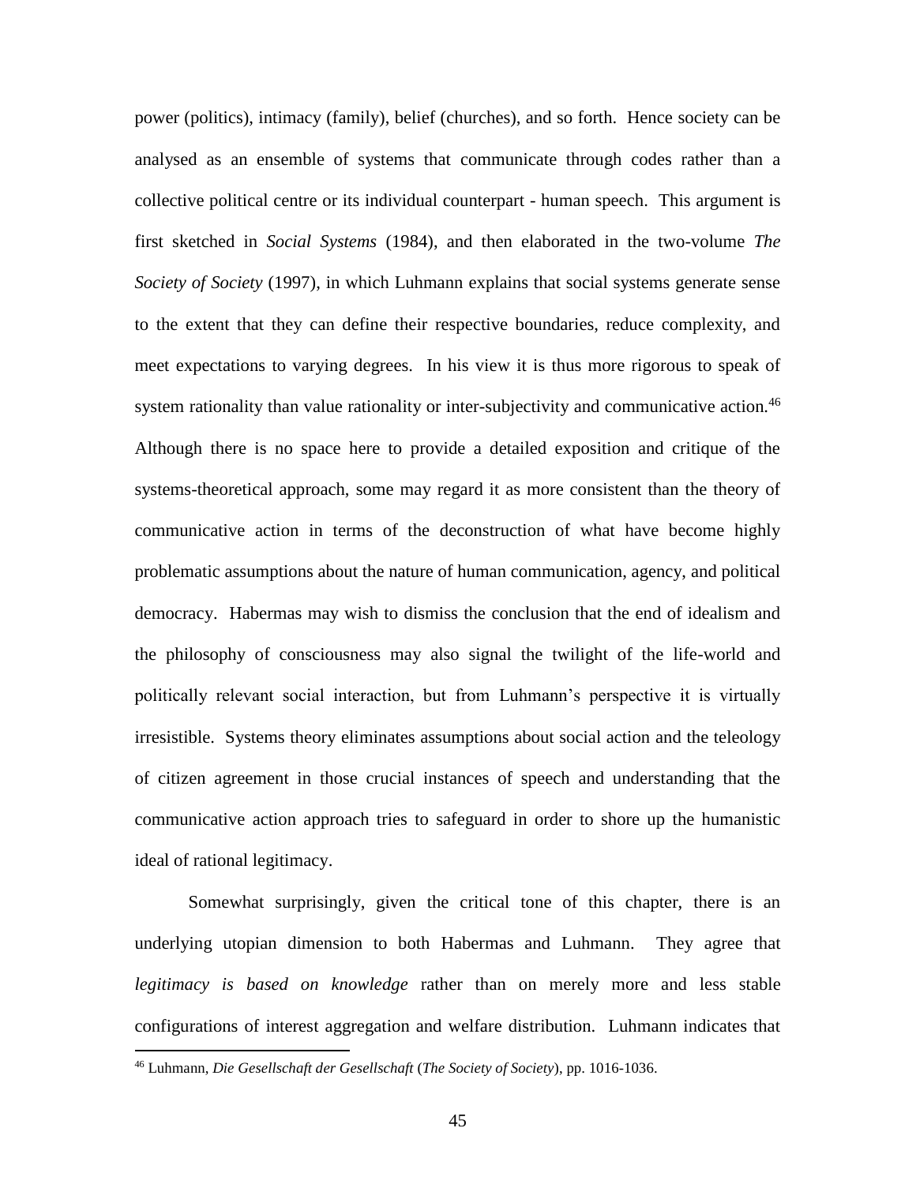power (politics), intimacy (family), belief (churches), and so forth. Hence society can be analysed as an ensemble of systems that communicate through codes rather than a collective political centre or its individual counterpart - human speech. This argument is first sketched in *Social Systems* (1984), and then elaborated in the two-volume *The Society of Society* (1997), in which Luhmann explains that social systems generate sense to the extent that they can define their respective boundaries, reduce complexity, and meet expectations to varying degrees. In his view it is thus more rigorous to speak of system rationality than value rationality or inter-subjectivity and communicative action.[46] Although there is no space here to provide a detailed exposition and critique of the systems-theoretical approach, some may regard it as more consistent than the theory of communicative action in terms of the deconstruction of what have become highly problematic assumptions about the nature of human communication, agency, and political democracy. Habermas may wish to dismiss the conclusion that the end of idealism and the philosophy of consciousness may also signal the twilight of the life-world and politically relevant social interaction, but from Luhmann's perspective it is virtually irresistible. Systems theory eliminates assumptions about social action and the teleology of citizen agreement in those crucial instances of speech and understanding that the communicative action approach tries to safeguard in order to shore up the humanistic ideal of rational legitimacy.

Somewhat surprisingly, given the critical tone of this chapter, there is an underlying utopian dimension to both Habermas and Luhmann. They agree that *legitimacy is based on knowledge* rather than on merely more and less stable configurations of interest aggregation and welfare distribution. Luhmann indicates that

[46] Luhmann, *Die Gesellschaft der Gesellschaft* (*The Society of Society*), pp. 1016-1036.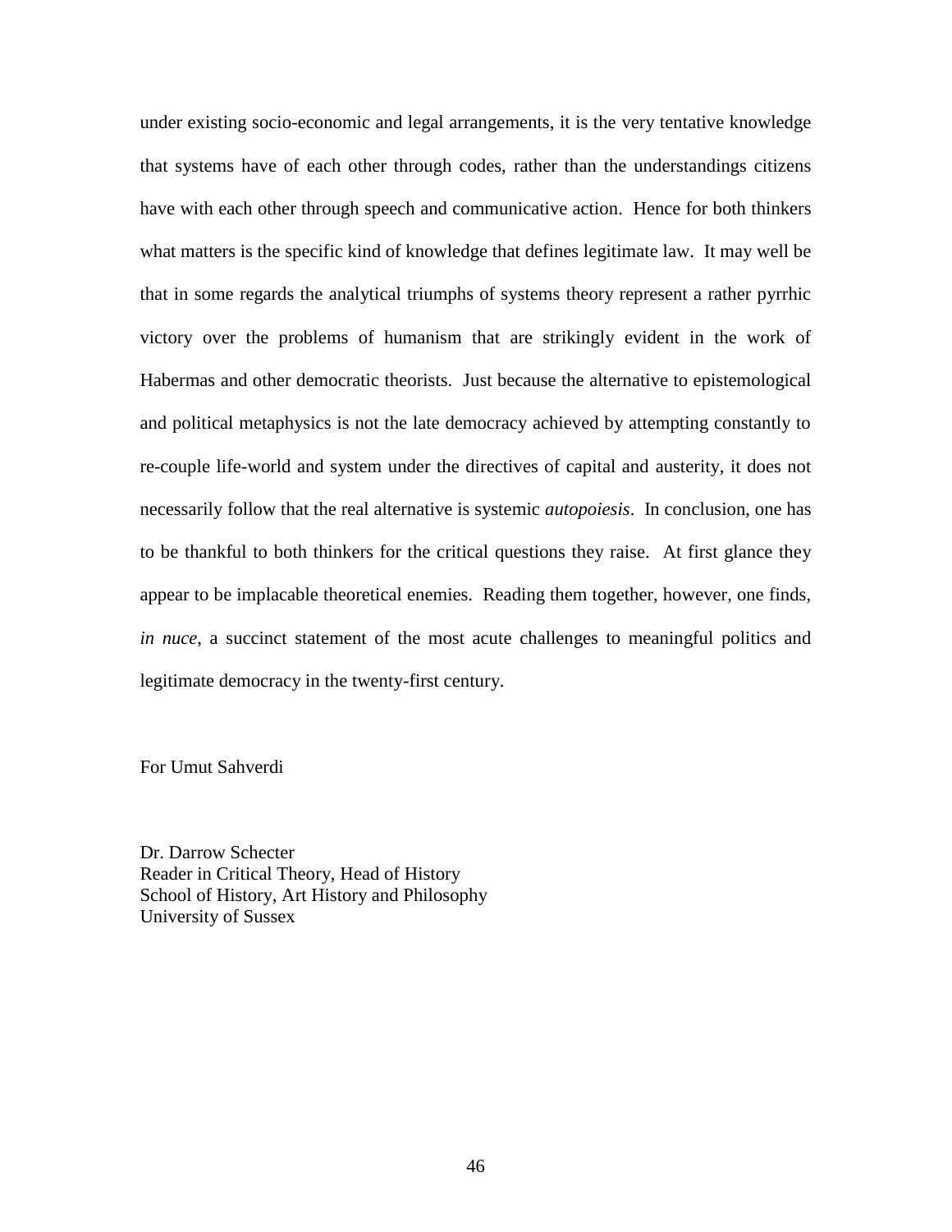under existing socio-economic and legal arrangements, it is the very tentative knowledge that systems have of each other through codes, rather than the understandings citizens have with each other through speech and communicative action. Hence for both thinkers what matters is the specific kind of knowledge that defines legitimate law. It may well be that in some regards the analytical triumphs of systems theory represent a rather pyrrhic victory over the problems of humanism that are strikingly evident in the work of Habermas and other democratic theorists. Just because the alternative to epistemological and political metaphysics is not the late democracy achieved by attempting constantly to re-couple life-world and system under the directives of capital and austerity, it does not necessarily follow that the real alternative is systemic *autopoiesis*. In conclusion, one has to be thankful to both thinkers for the critical questions they raise. At first glance they appear to be implacable theoretical enemies. Reading them together, however, one finds, *in nuce*, a succinct statement of the most acute challenges to meaningful politics and legitimate democracy in the twenty-first century.

For Umut Sahverdi

Dr. Darrow Schecter
Reader in Critical Theory, Head of History
School of History, Art History and Philosophy
University of Sussex